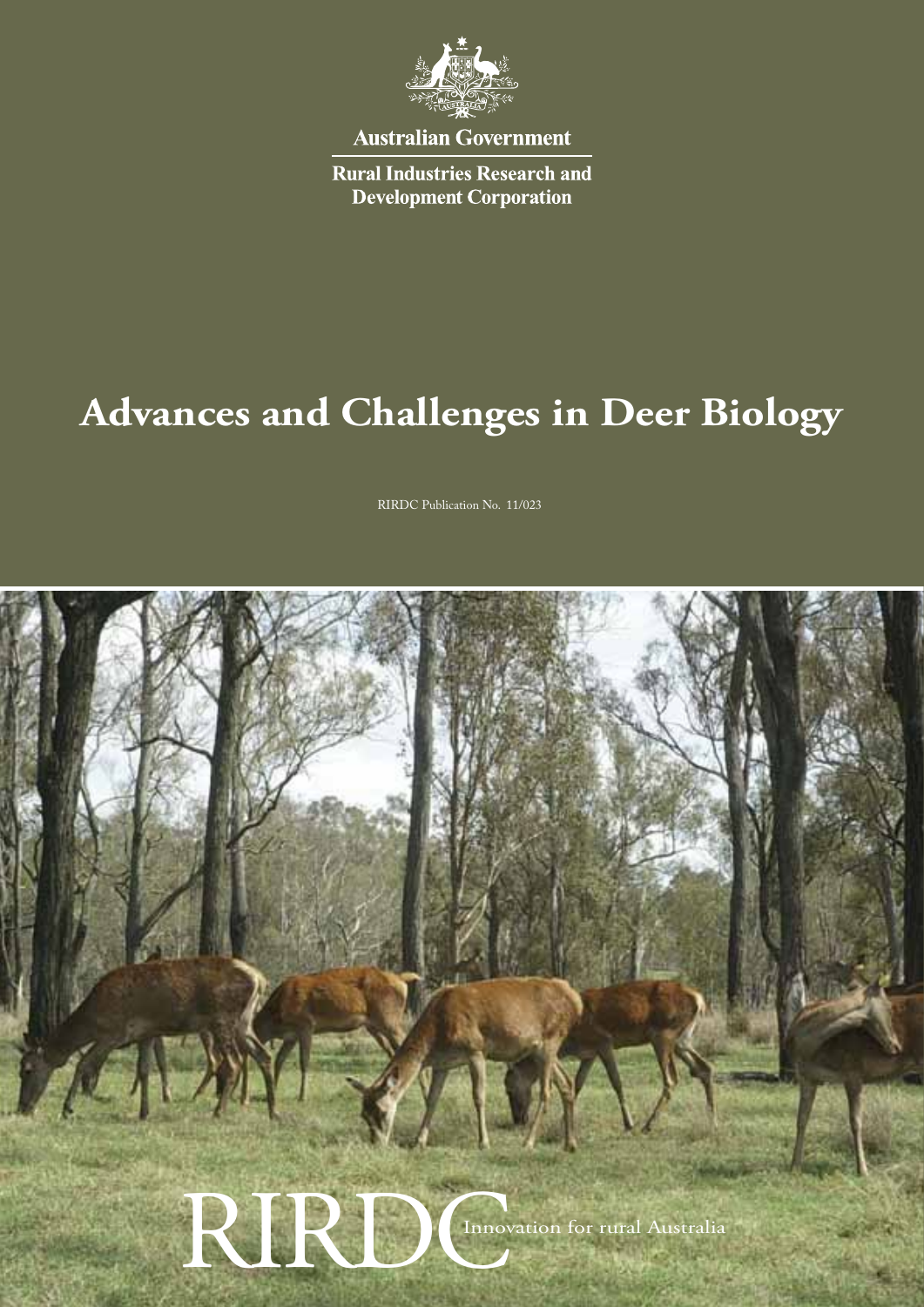Australian Government

Rural Industries Research and Development Corporation

# Advances and Challenges in Deer Biology

RIRDC Publication No. 11/023

RIRDC Innovation for rural Australia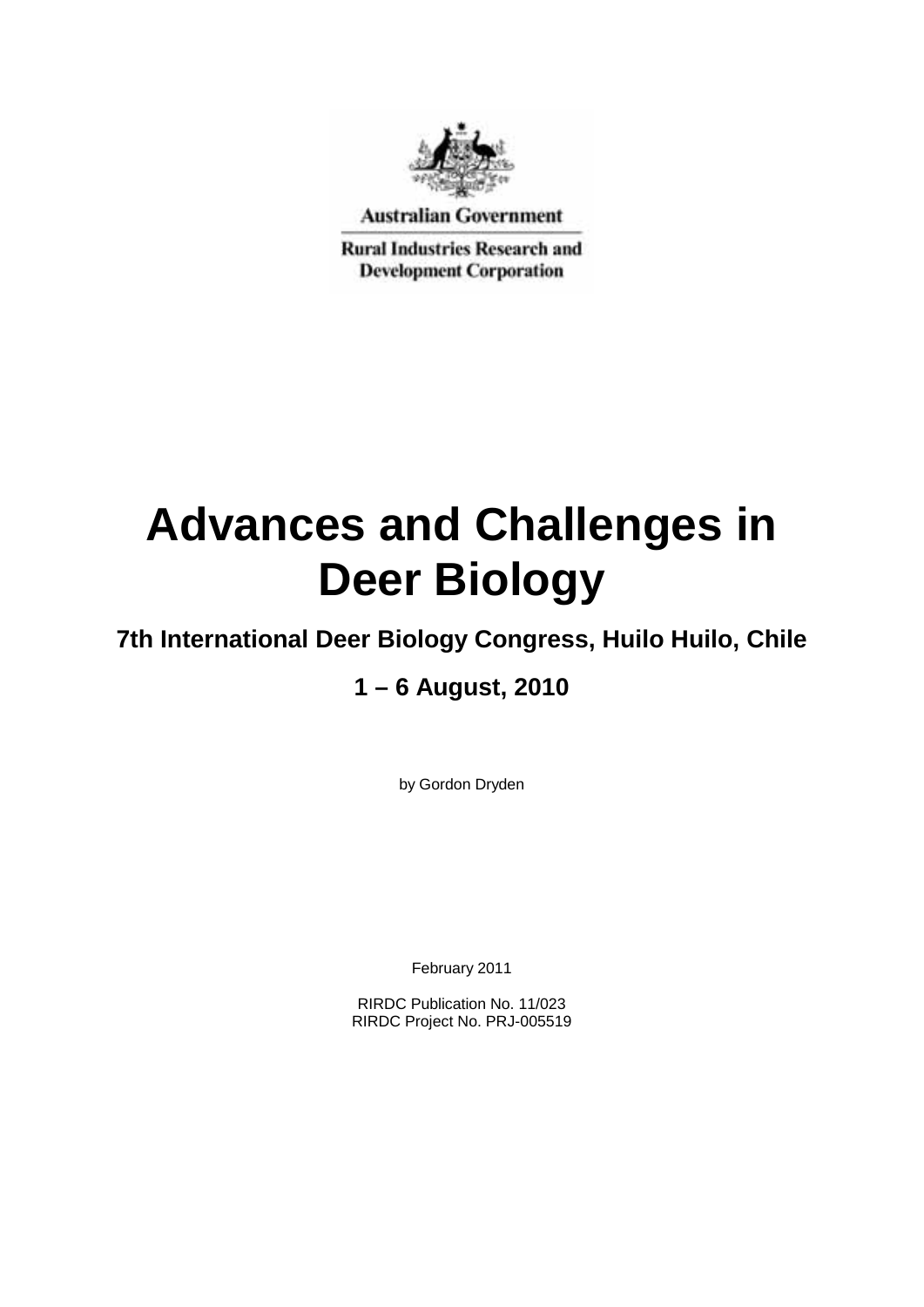Australian Government

Rural Industries Research and Development Corporation

# Advances and Challenges in Deer Biology

## 7th International Deer Biology Congress, Huilo Huilo, Chile

## 1 – 6 August, 2010

by Gordon Dryden

February 2011

RIRDC Publication No. 11/023
RIRDC Project No. PRJ-005519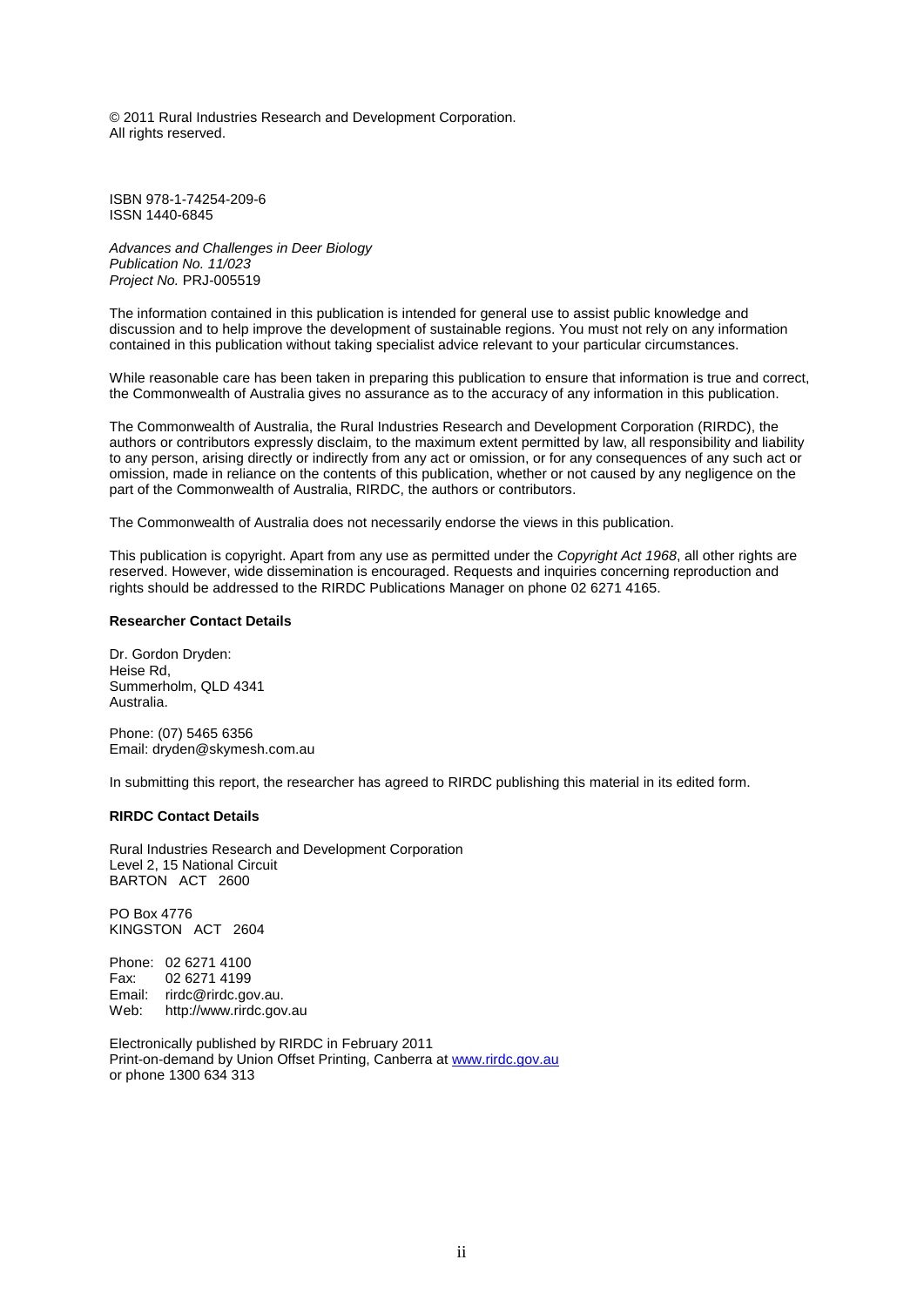© 2011 Rural Industries Research and Development Corporation.
All rights reserved.

ISBN 978-1-74254-209-6
ISSN 1440-6845

*Advances and Challenges in Deer Biology*
*Publication No. 11/023*
*Project No.* PRJ-005519

The information contained in this publication is intended for general use to assist public knowledge and discussion and to help improve the development of sustainable regions. You must not rely on any information contained in this publication without taking specialist advice relevant to your particular circumstances.

While reasonable care has been taken in preparing this publication to ensure that information is true and correct, the Commonwealth of Australia gives no assurance as to the accuracy of any information in this publication.

The Commonwealth of Australia, the Rural Industries Research and Development Corporation (RIRDC), the authors or contributors expressly disclaim, to the maximum extent permitted by law, all responsibility and liability to any person, arising directly or indirectly from any act or omission, or for any consequences of any such act or omission, made in reliance on the contents of this publication, whether or not caused by any negligence on the part of the Commonwealth of Australia, RIRDC, the authors or contributors.

The Commonwealth of Australia does not necessarily endorse the views in this publication.

This publication is copyright. Apart from any use as permitted under the *Copyright Act 1968*, all other rights are reserved. However, wide dissemination is encouraged. Requests and inquiries concerning reproduction and rights should be addressed to the RIRDC Publications Manager on phone 02 6271 4165.

**Researcher Contact Details**

Dr. Gordon Dryden:
Heise Rd,
Summerholm, QLD 4341
Australia.

Phone: (07) 5465 6356
Email: dryden@skymesh.com.au

In submitting this report, the researcher has agreed to RIRDC publishing this material in its edited form.

**RIRDC Contact Details**

Rural Industries Research and Development Corporation
Level 2, 15 National Circuit
BARTON ACT 2600

PO Box 4776
KINGSTON ACT 2604

Phone: 02 6271 4100
Fax: 02 6271 4199
Email: rirdc@rirdc.gov.au.
Web: http://www.rirdc.gov.au

Electronically published by RIRDC in February 2011
Print-on-demand by Union Offset Printing, Canberra at www.rirdc.gov.au
or phone 1300 634 313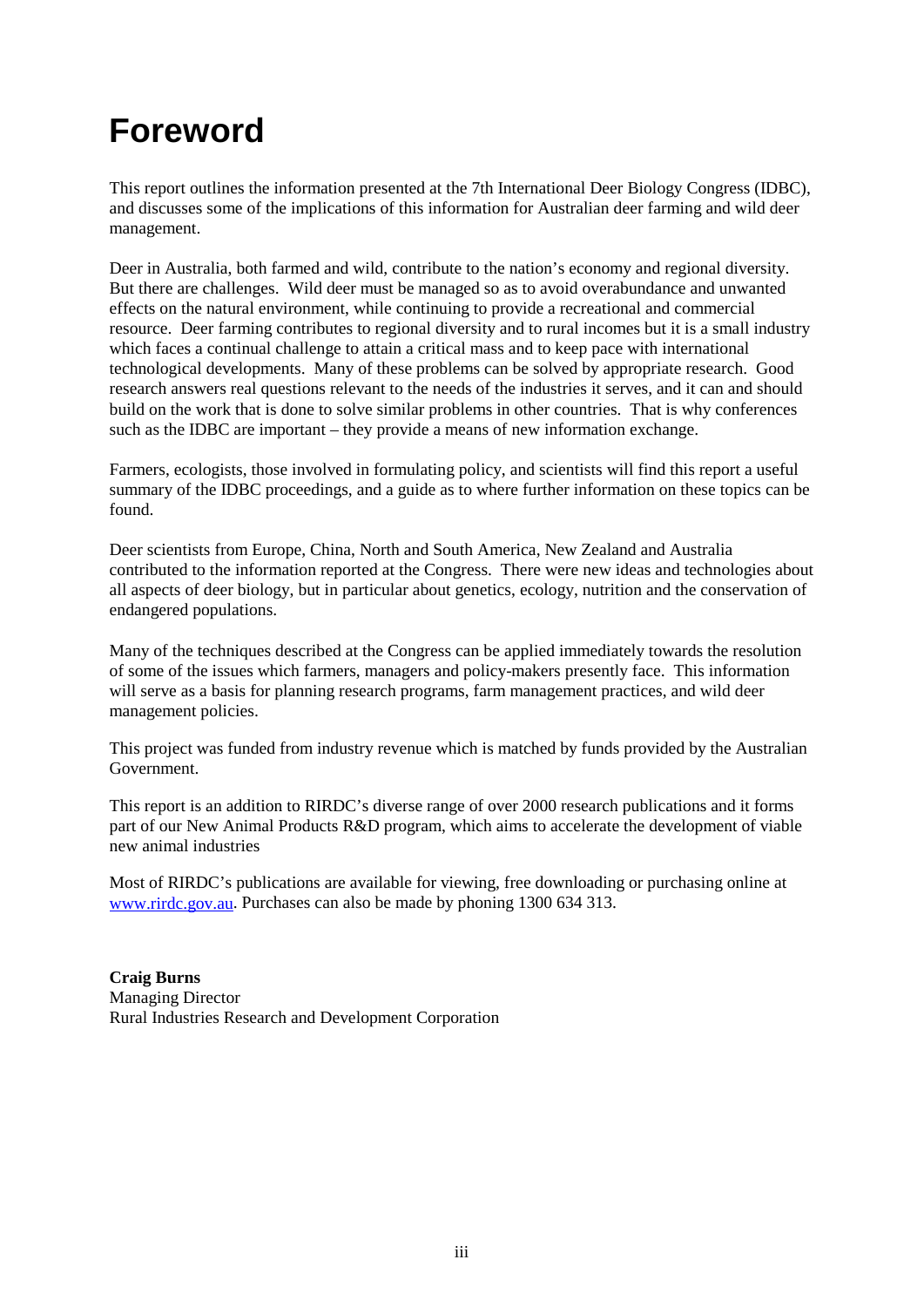# Foreword

This report outlines the information presented at the 7th International Deer Biology Congress (IDBC), and discusses some of the implications of this information for Australian deer farming and wild deer management.

Deer in Australia, both farmed and wild, contribute to the nation's economy and regional diversity. But there are challenges. Wild deer must be managed so as to avoid overabundance and unwanted effects on the natural environment, while continuing to provide a recreational and commercial resource. Deer farming contributes to regional diversity and to rural incomes but it is a small industry which faces a continual challenge to attain a critical mass and to keep pace with international technological developments. Many of these problems can be solved by appropriate research. Good research answers real questions relevant to the needs of the industries it serves, and it can and should build on the work that is done to solve similar problems in other countries. That is why conferences such as the IDBC are important – they provide a means of new information exchange.

Farmers, ecologists, those involved in formulating policy, and scientists will find this report a useful summary of the IDBC proceedings, and a guide as to where further information on these topics can be found.

Deer scientists from Europe, China, North and South America, New Zealand and Australia contributed to the information reported at the Congress. There were new ideas and technologies about all aspects of deer biology, but in particular about genetics, ecology, nutrition and the conservation of endangered populations.

Many of the techniques described at the Congress can be applied immediately towards the resolution of some of the issues which farmers, managers and policy-makers presently face. This information will serve as a basis for planning research programs, farm management practices, and wild deer management policies.

This project was funded from industry revenue which is matched by funds provided by the Australian Government.

This report is an addition to RIRDC's diverse range of over 2000 research publications and it forms part of our New Animal Products R&D program, which aims to accelerate the development of viable new animal industries

Most of RIRDC's publications are available for viewing, free downloading or purchasing online at www.rirdc.gov.au. Purchases can also be made by phoning 1300 634 313.

**Craig Burns**
Managing Director
Rural Industries Research and Development Corporation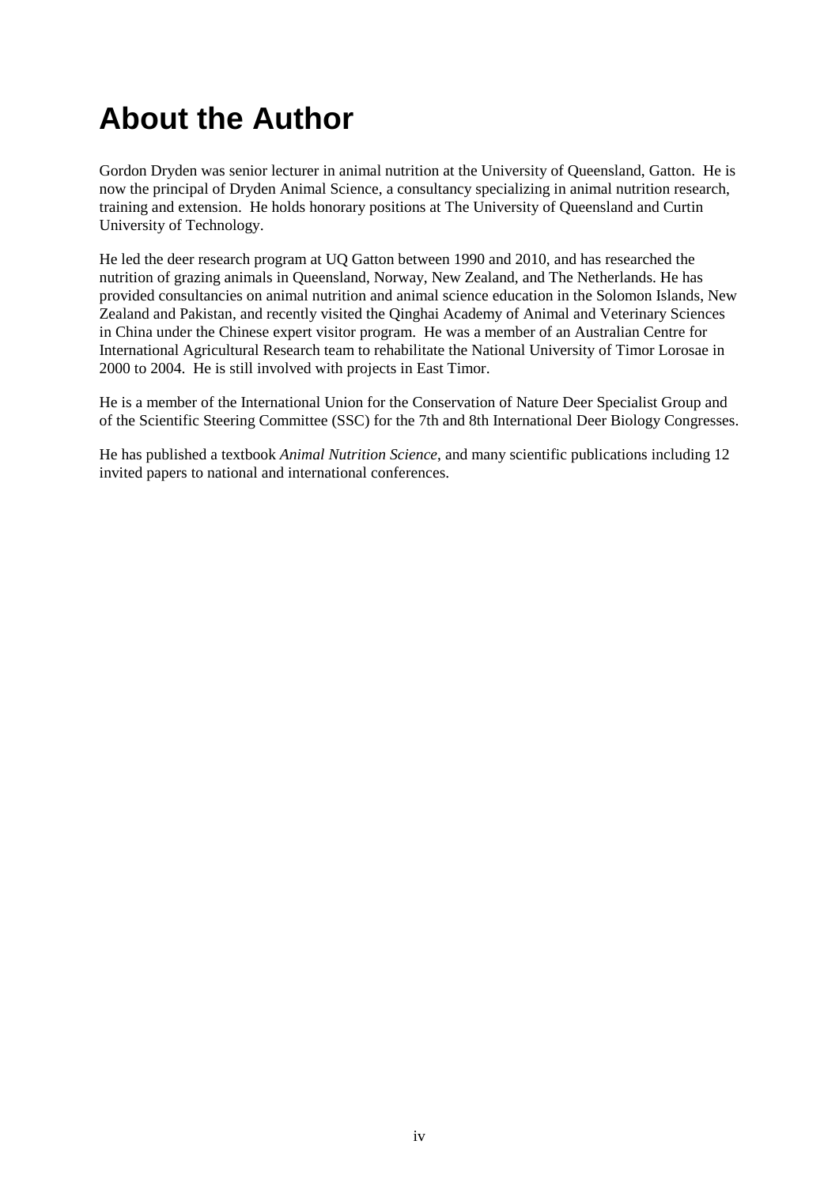# About the Author

Gordon Dryden was senior lecturer in animal nutrition at the University of Queensland, Gatton. He is now the principal of Dryden Animal Science, a consultancy specializing in animal nutrition research, training and extension. He holds honorary positions at The University of Queensland and Curtin University of Technology.

He led the deer research program at UQ Gatton between 1990 and 2010, and has researched the nutrition of grazing animals in Queensland, Norway, New Zealand, and The Netherlands. He has provided consultancies on animal nutrition and animal science education in the Solomon Islands, New Zealand and Pakistan, and recently visited the Qinghai Academy of Animal and Veterinary Sciences in China under the Chinese expert visitor program. He was a member of an Australian Centre for International Agricultural Research team to rehabilitate the National University of Timor Lorosae in 2000 to 2004. He is still involved with projects in East Timor.

He is a member of the International Union for the Conservation of Nature Deer Specialist Group and of the Scientific Steering Committee (SSC) for the 7th and 8th International Deer Biology Congresses.

He has published a textbook *Animal Nutrition Science*, and many scientific publications including 12 invited papers to national and international conferences.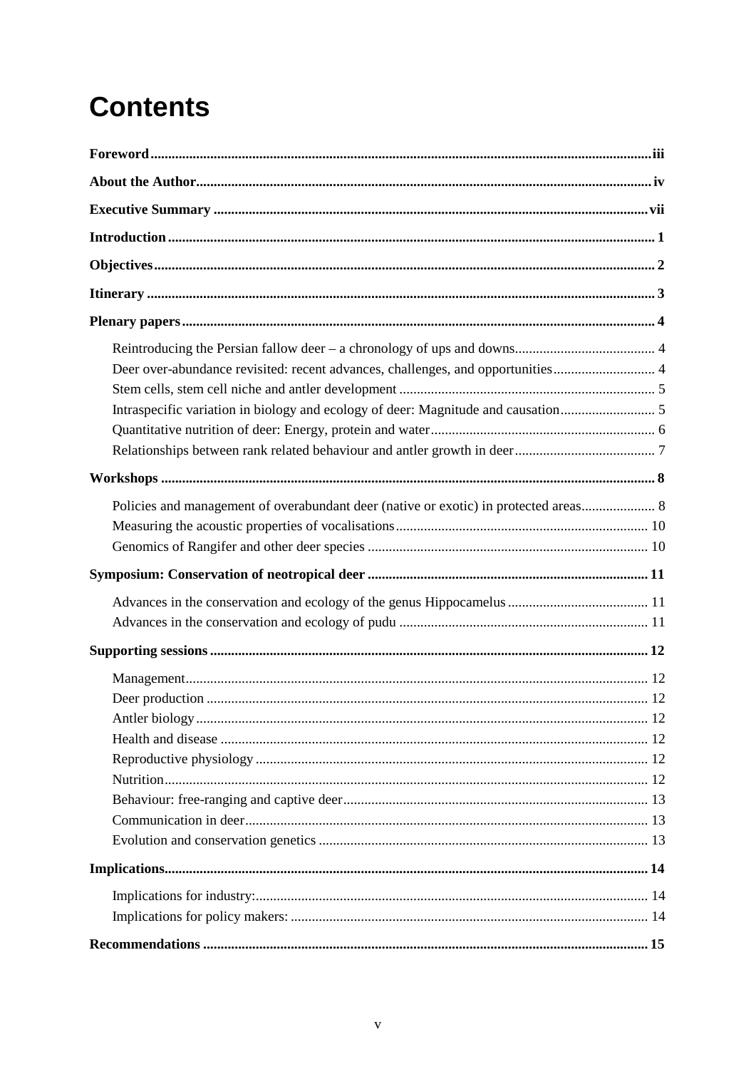# Contents

**Foreword** ... iii

**About the Author** ... iv

**Executive Summary** ... vii

**Introduction** ... 1

**Objectives** ... 2

**Itinerary** ... 3

**Plenary papers** ... 4

- Reintroducing the Persian fallow deer – a chronology of ups and downs ... 4
- Deer over-abundance revisited: recent advances, challenges, and opportunities ... 4
- Stem cells, stem cell niche and antler development ... 5
- Intraspecific variation in biology and ecology of deer: Magnitude and causation ... 5
- Quantitative nutrition of deer: Energy, protein and water ... 6
- Relationships between rank related behaviour and antler growth in deer ... 7

**Workshops** ... 8

- Policies and management of overabundant deer (native or exotic) in protected areas ... 8
- Measuring the acoustic properties of vocalisations ... 10
- Genomics of Rangifer and other deer species ... 10

**Symposium: Conservation of neotropical deer** ... 11

- Advances in the conservation and ecology of the genus Hippocamelus ... 11
- Advances in the conservation and ecology of pudu ... 11

**Supporting sessions** ... 12

- Management ... 12
- Deer production ... 12
- Antler biology ... 12
- Health and disease ... 12
- Reproductive physiology ... 12
- Nutrition ... 12
- Behaviour: free-ranging and captive deer ... 13
- Communication in deer ... 13
- Evolution and conservation genetics ... 13

**Implications** ... 14

- Implications for industry: ... 14
- Implications for policy makers: ... 14

**Recommendations** ... 15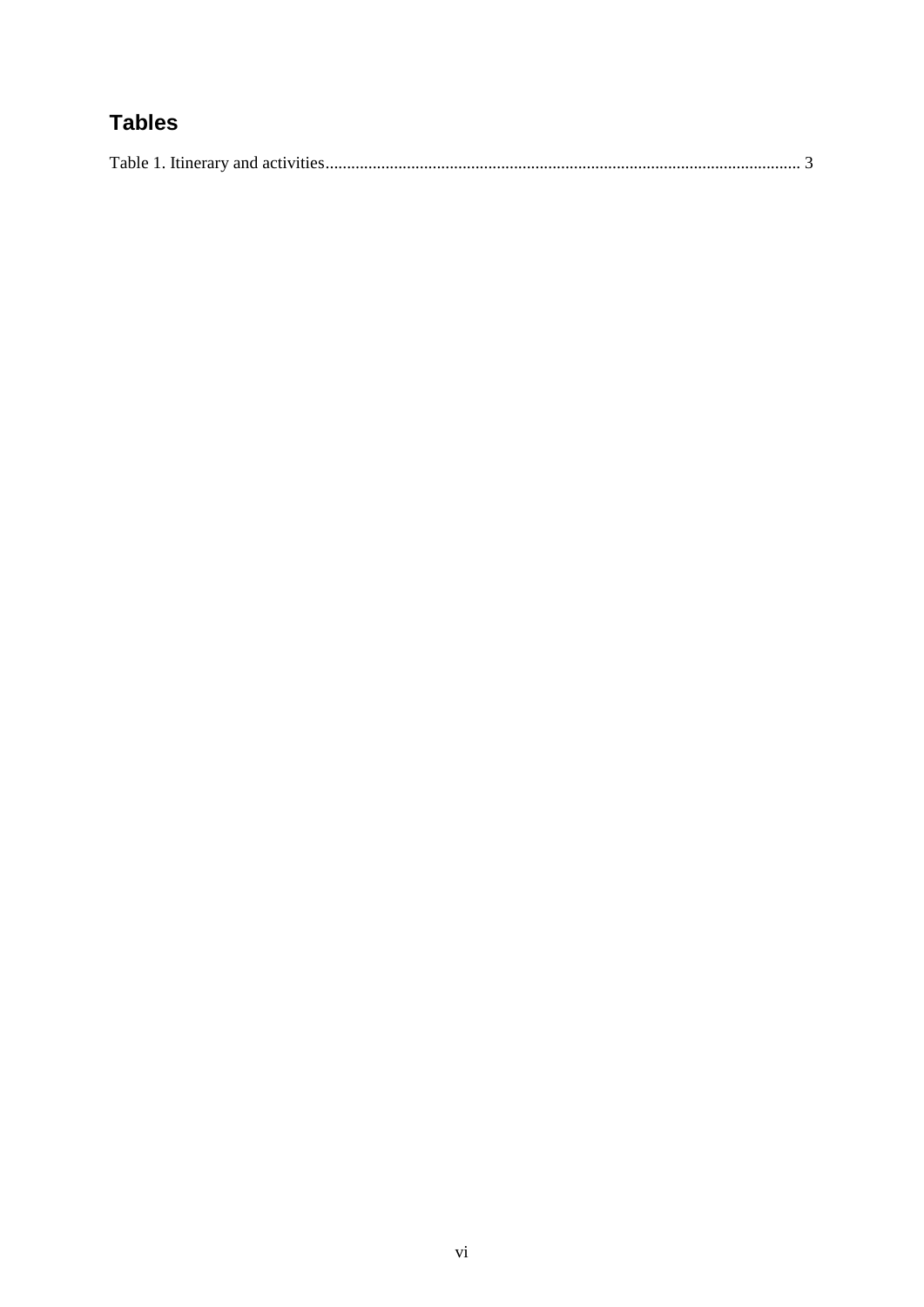## Tables

Table 1. Itinerary and activities............................................................................................................... 3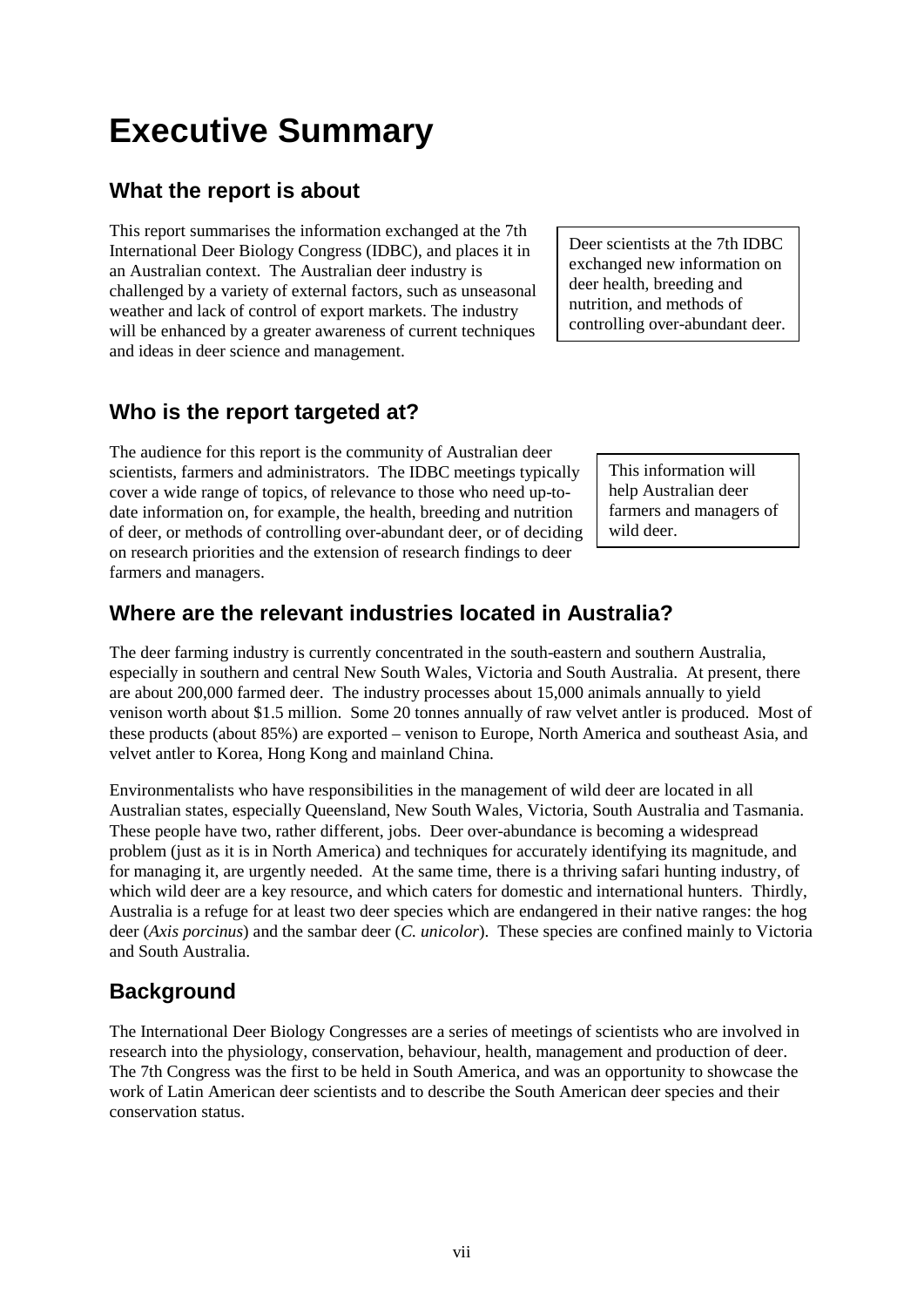# Executive Summary

## What the report is about

This report summarises the information exchanged at the 7th International Deer Biology Congress (IDBC), and places it in an Australian context. The Australian deer industry is challenged by a variety of external factors, such as unseasonal weather and lack of control of export markets. The industry will be enhanced by a greater awareness of current techniques and ideas in deer science and management.

> Deer scientists at the 7th IDBC exchanged new information on deer health, breeding and nutrition, and methods of controlling over-abundant deer.

## Who is the report targeted at?

The audience for this report is the community of Australian deer scientists, farmers and administrators. The IDBC meetings typically cover a wide range of topics, of relevance to those who need up-to-date information on, for example, the health, breeding and nutrition of deer, or methods of controlling over-abundant deer, or of deciding on research priorities and the extension of research findings to deer farmers and managers.

> This information will help Australian deer farmers and managers of wild deer.

## Where are the relevant industries located in Australia?

The deer farming industry is currently concentrated in the south-eastern and southern Australia, especially in southern and central New South Wales, Victoria and South Australia. At present, there are about 200,000 farmed deer. The industry processes about 15,000 animals annually to yield venison worth about $1.5 million. Some 20 tonnes annually of raw velvet antler is produced. Most of these products (about 85%) are exported – venison to Europe, North America and southeast Asia, and velvet antler to Korea, Hong Kong and mainland China.

Environmentalists who have responsibilities in the management of wild deer are located in all Australian states, especially Queensland, New South Wales, Victoria, South Australia and Tasmania. These people have two, rather different, jobs. Deer over-abundance is becoming a widespread problem (just as it is in North America) and techniques for accurately identifying its magnitude, and for managing it, are urgently needed. At the same time, there is a thriving safari hunting industry, of which wild deer are a key resource, and which caters for domestic and international hunters. Thirdly, Australia is a refuge for at least two deer species which are endangered in their native ranges: the hog deer (*Axis porcinus*) and the sambar deer (*C. unicolor*). These species are confined mainly to Victoria and South Australia.

## Background

The International Deer Biology Congresses are a series of meetings of scientists who are involved in research into the physiology, conservation, behaviour, health, management and production of deer. The 7th Congress was the first to be held in South America, and was an opportunity to showcase the work of Latin American deer scientists and to describe the South American deer species and their conservation status.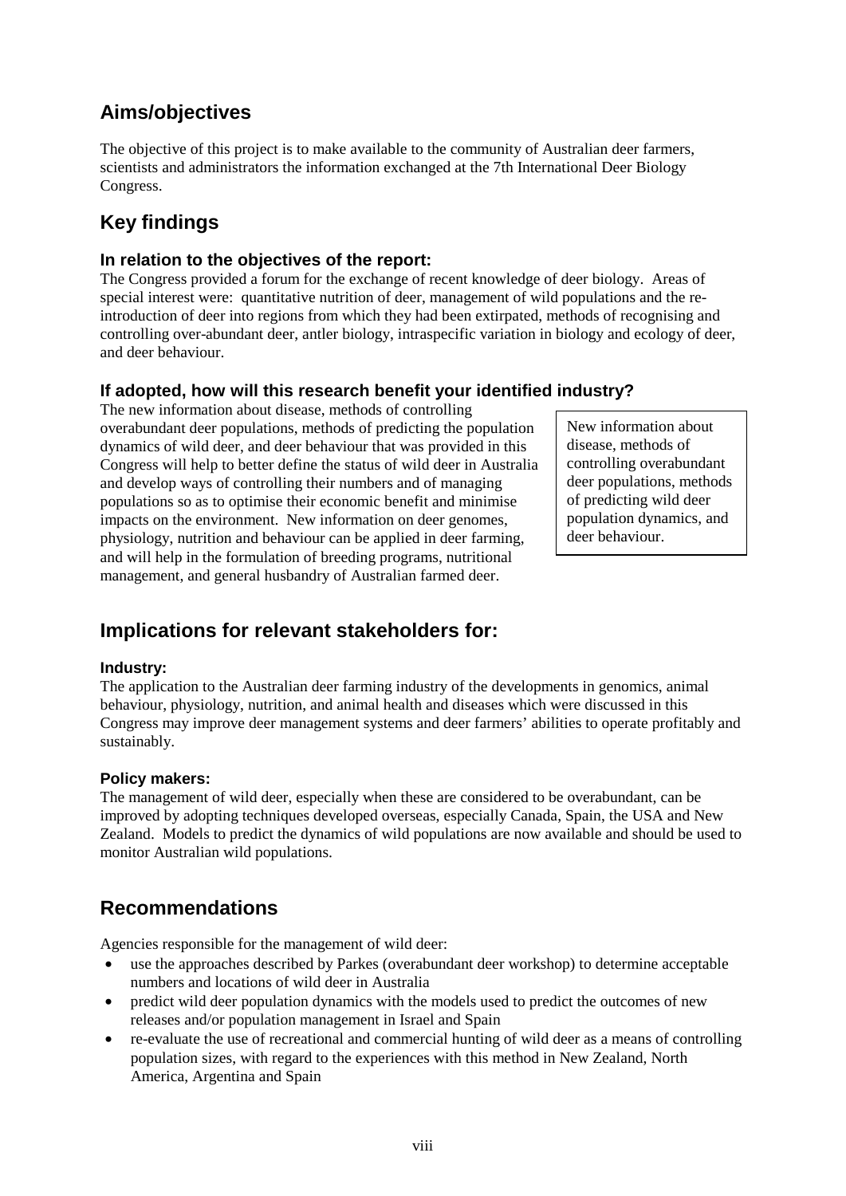## Aims/objectives

The objective of this project is to make available to the community of Australian deer farmers, scientists and administrators the information exchanged at the 7th International Deer Biology Congress.

## Key findings

### In relation to the objectives of the report:

The Congress provided a forum for the exchange of recent knowledge of deer biology. Areas of special interest were: quantitative nutrition of deer, management of wild populations and the re-introduction of deer into regions from which they had been extirpated, methods of recognising and controlling over-abundant deer, antler biology, intraspecific variation in biology and ecology of deer, and deer behaviour.

### If adopted, how will this research benefit your identified industry?

The new information about disease, methods of controlling overabundant deer populations, methods of predicting the population dynamics of wild deer, and deer behaviour that was provided in this Congress will help to better define the status of wild deer in Australia and develop ways of controlling their numbers and of managing populations so as to optimise their economic benefit and minimise impacts on the environment. New information on deer genomes, physiology, nutrition and behaviour can be applied in deer farming, and will help in the formulation of breeding programs, nutritional management, and general husbandry of Australian farmed deer.

> New information about disease, methods of controlling overabundant deer populations, methods of predicting wild deer population dynamics, and deer behaviour.

## Implications for relevant stakeholders for:

#### Industry:

The application to the Australian deer farming industry of the developments in genomics, animal behaviour, physiology, nutrition, and animal health and diseases which were discussed in this Congress may improve deer management systems and deer farmers' abilities to operate profitably and sustainably.

#### Policy makers:

The management of wild deer, especially when these are considered to be overabundant, can be improved by adopting techniques developed overseas, especially Canada, Spain, the USA and New Zealand. Models to predict the dynamics of wild populations are now available and should be used to monitor Australian wild populations.

## Recommendations

Agencies responsible for the management of wild deer:

- use the approaches described by Parkes (overabundant deer workshop) to determine acceptable numbers and locations of wild deer in Australia
- predict wild deer population dynamics with the models used to predict the outcomes of new releases and/or population management in Israel and Spain
- re-evaluate the use of recreational and commercial hunting of wild deer as a means of controlling population sizes, with regard to the experiences with this method in New Zealand, North America, Argentina and Spain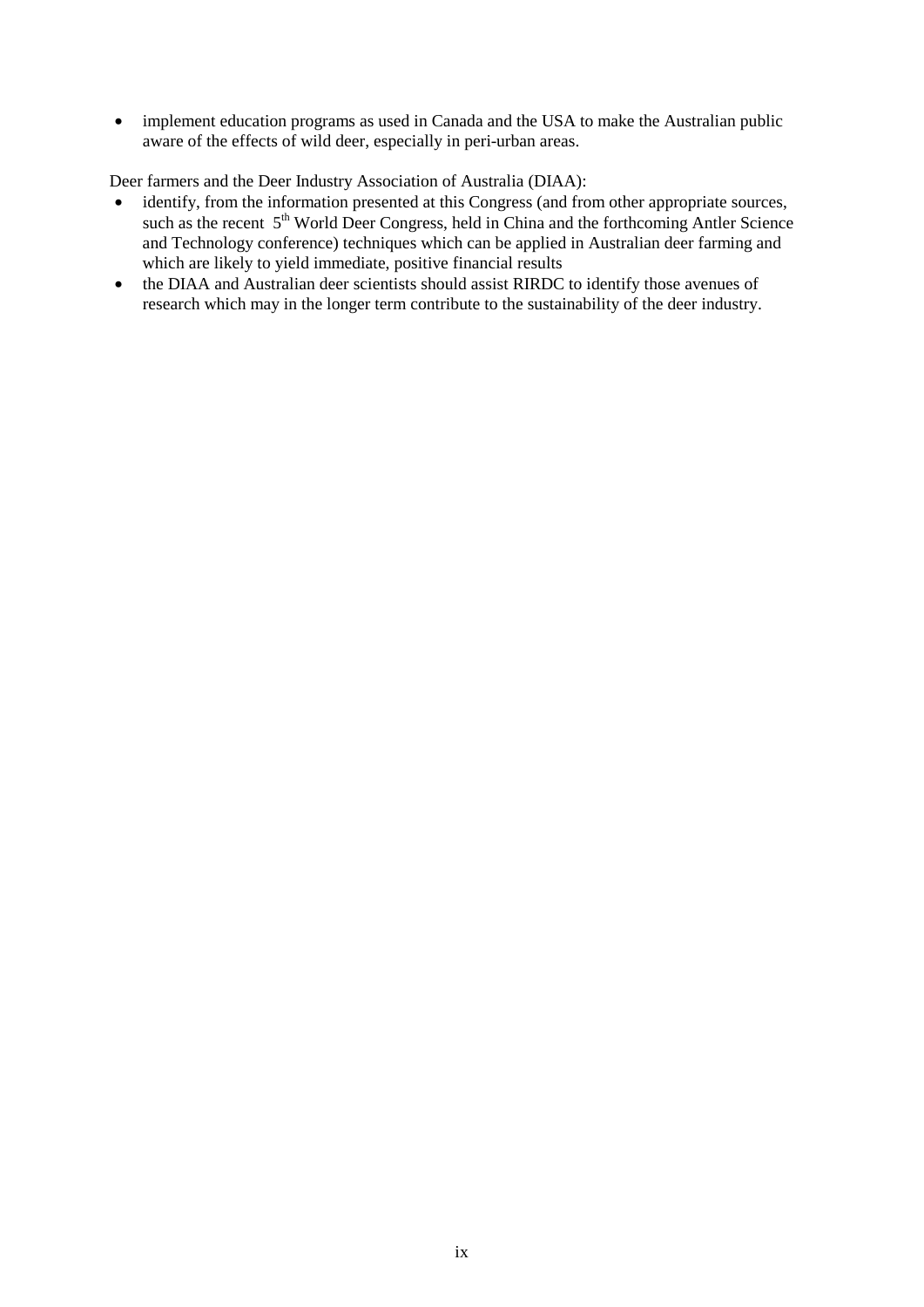- implement education programs as used in Canada and the USA to make the Australian public aware of the effects of wild deer, especially in peri-urban areas.

Deer farmers and the Deer Industry Association of Australia (DIAA):

- identify, from the information presented at this Congress (and from other appropriate sources, such as the recent 5th World Deer Congress, held in China and the forthcoming Antler Science and Technology conference) techniques which can be applied in Australian deer farming and which are likely to yield immediate, positive financial results
- the DIAA and Australian deer scientists should assist RIRDC to identify those avenues of research which may in the longer term contribute to the sustainability of the deer industry.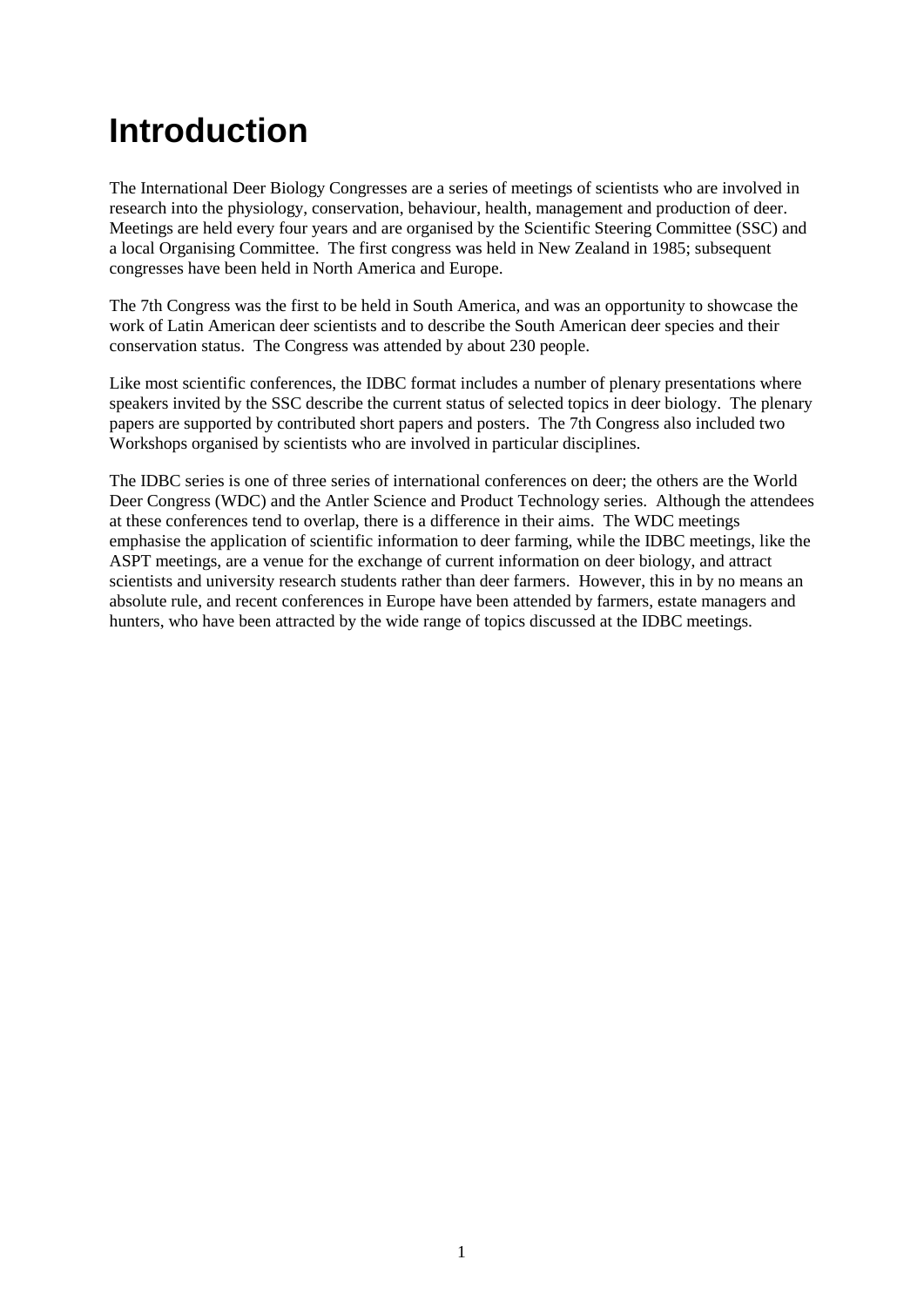# Introduction

The International Deer Biology Congresses are a series of meetings of scientists who are involved in research into the physiology, conservation, behaviour, health, management and production of deer. Meetings are held every four years and are organised by the Scientific Steering Committee (SSC) and a local Organising Committee. The first congress was held in New Zealand in 1985; subsequent congresses have been held in North America and Europe.

The 7th Congress was the first to be held in South America, and was an opportunity to showcase the work of Latin American deer scientists and to describe the South American deer species and their conservation status. The Congress was attended by about 230 people.

Like most scientific conferences, the IDBC format includes a number of plenary presentations where speakers invited by the SSC describe the current status of selected topics in deer biology. The plenary papers are supported by contributed short papers and posters. The 7th Congress also included two Workshops organised by scientists who are involved in particular disciplines.

The IDBC series is one of three series of international conferences on deer; the others are the World Deer Congress (WDC) and the Antler Science and Product Technology series. Although the attendees at these conferences tend to overlap, there is a difference in their aims. The WDC meetings emphasise the application of scientific information to deer farming, while the IDBC meetings, like the ASPT meetings, are a venue for the exchange of current information on deer biology, and attract scientists and university research students rather than deer farmers. However, this in by no means an absolute rule, and recent conferences in Europe have been attended by farmers, estate managers and hunters, who have been attracted by the wide range of topics discussed at the IDBC meetings.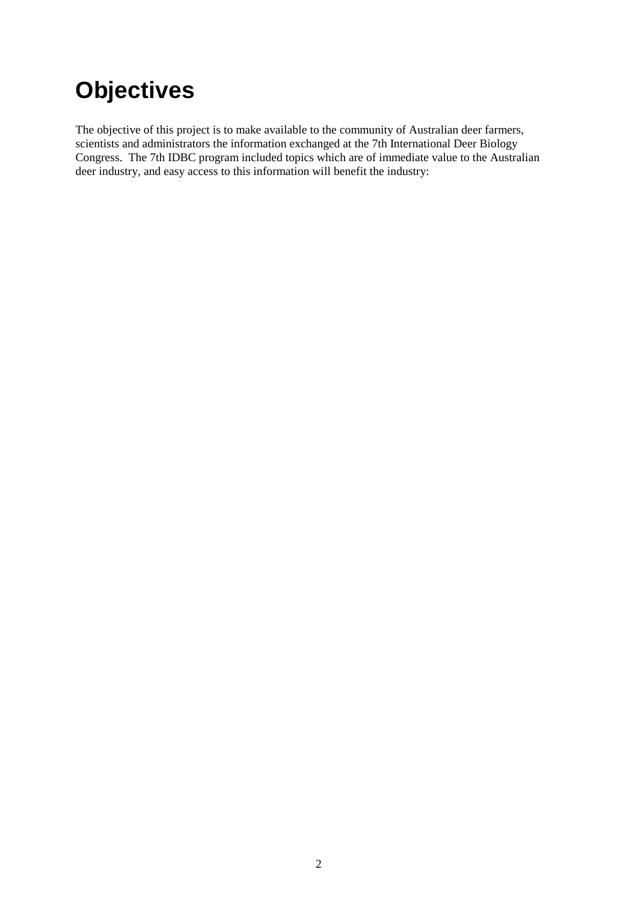# Objectives

The objective of this project is to make available to the community of Australian deer farmers, scientists and administrators the information exchanged at the 7th International Deer Biology Congress. The 7th IDBC program included topics which are of immediate value to the Australian deer industry, and easy access to this information will benefit the industry: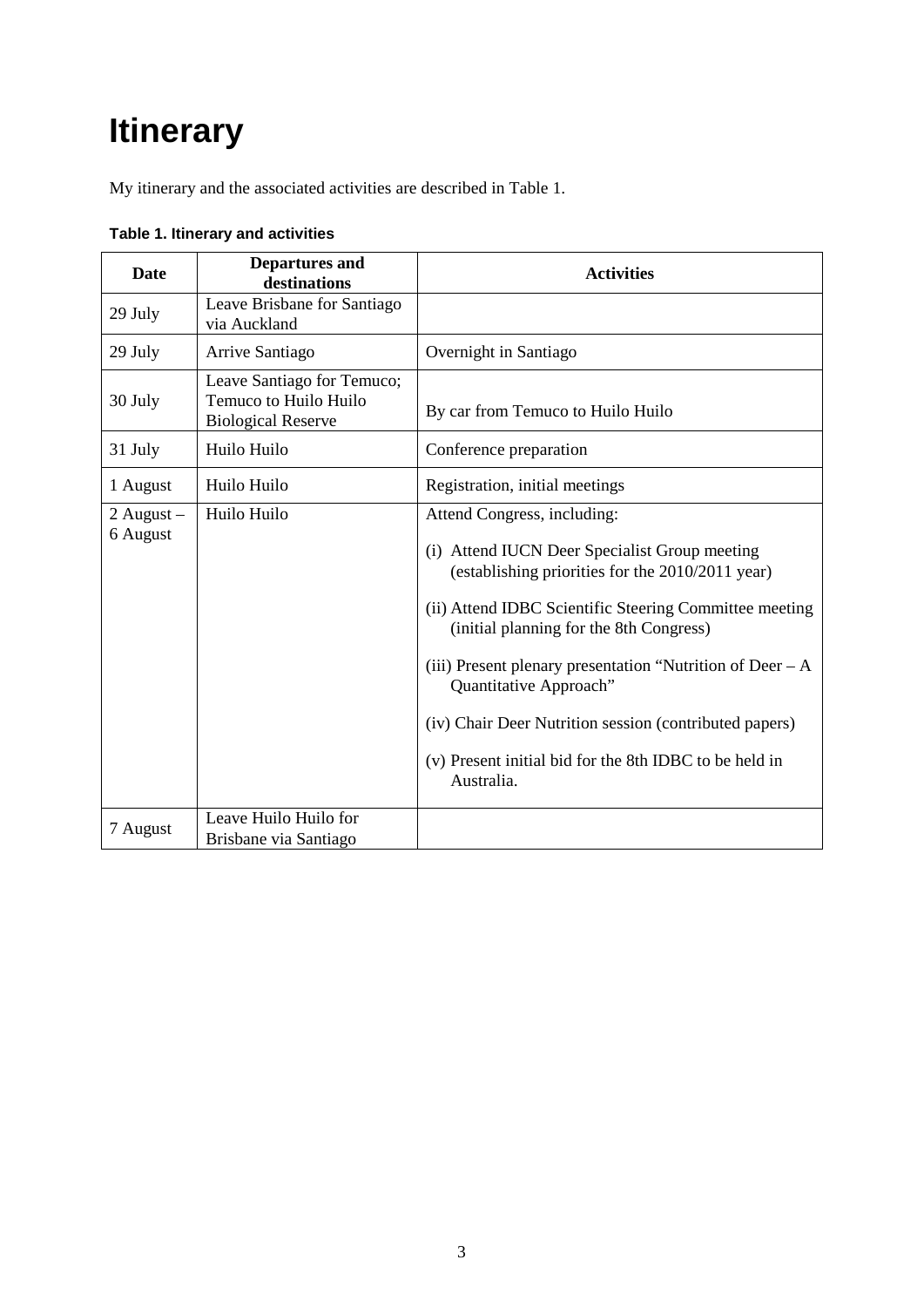# Itinerary

My itinerary and the associated activities are described in Table 1.

**Table 1. Itinerary and activities**

| Date | Departures and destinations | Activities |
|---|---|---|
| 29 July | Leave Brisbane for Santiago via Auckland | |
| 29 July | Arrive Santiago | Overnight in Santiago |
| 30 July | Leave Santiago for Temuco; Temuco to Huilo Huilo Biological Reserve | By car from Temuco to Huilo Huilo |
| 31 July | Huilo Huilo | Conference preparation |
| 1 August | Huilo Huilo | Registration, initial meetings |
| 2 August – 6 August | Huilo Huilo | Attend Congress, including:<br><br>(i) Attend IUCN Deer Specialist Group meeting (establishing priorities for the 2010/2011 year)<br><br>(ii) Attend IDBC Scientific Steering Committee meeting (initial planning for the 8th Congress)<br><br>(iii) Present plenary presentation "Nutrition of Deer – A Quantitative Approach"<br><br>(iv) Chair Deer Nutrition session (contributed papers)<br><br>(v) Present initial bid for the 8th IDBC to be held in Australia. |
| 7 August | Leave Huilo Huilo for Brisbane via Santiago | |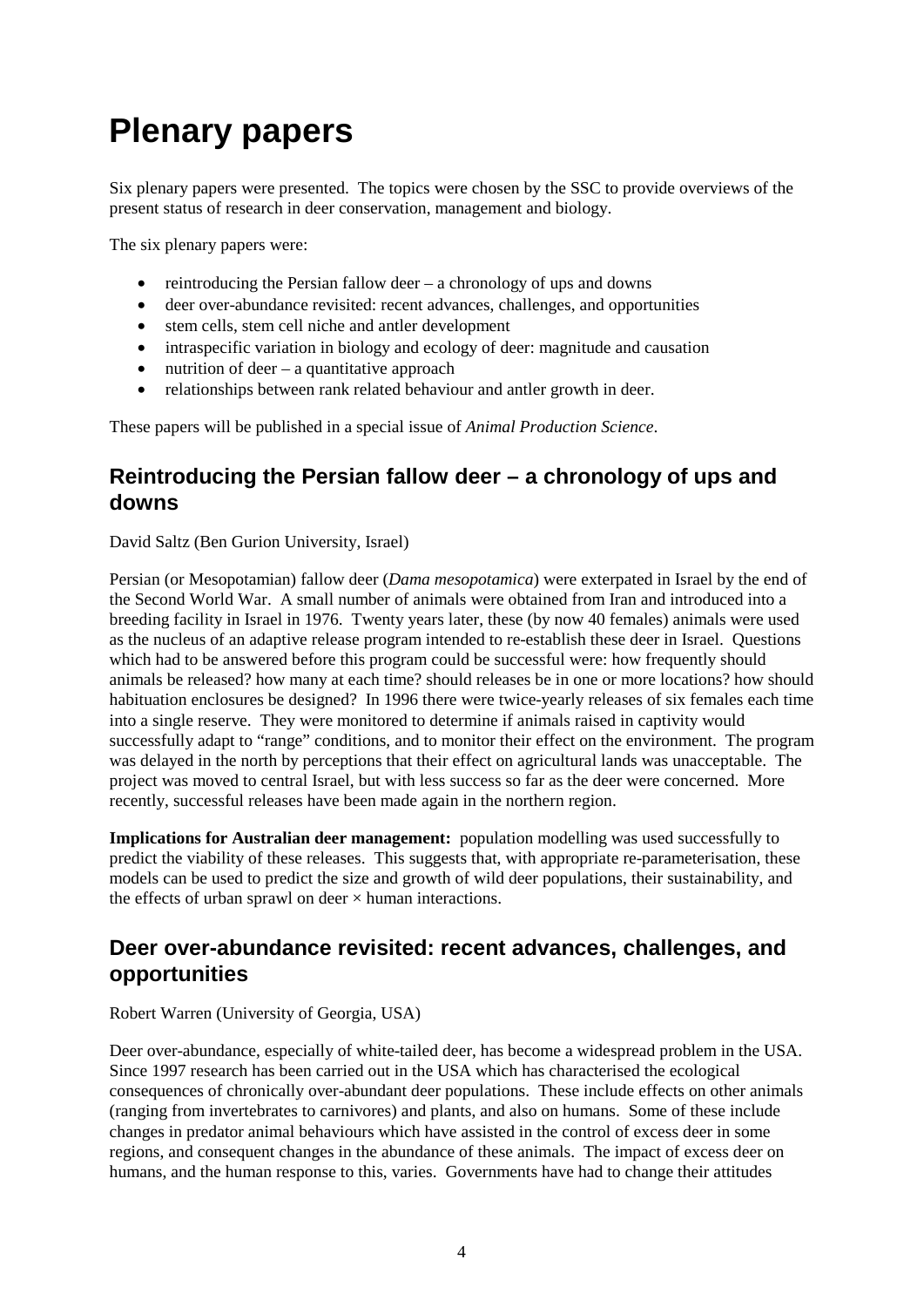# Plenary papers

Six plenary papers were presented. The topics were chosen by the SSC to provide overviews of the present status of research in deer conservation, management and biology.

The six plenary papers were:

- reintroducing the Persian fallow deer – a chronology of ups and downs
- deer over-abundance revisited: recent advances, challenges, and opportunities
- stem cells, stem cell niche and antler development
- intraspecific variation in biology and ecology of deer: magnitude and causation
- nutrition of deer – a quantitative approach
- relationships between rank related behaviour and antler growth in deer.

These papers will be published in a special issue of *Animal Production Science*.

## Reintroducing the Persian fallow deer – a chronology of ups and downs

David Saltz (Ben Gurion University, Israel)

Persian (or Mesopotamian) fallow deer (*Dama mesopotamica*) were exterpated in Israel by the end of the Second World War. A small number of animals were obtained from Iran and introduced into a breeding facility in Israel in 1976. Twenty years later, these (by now 40 females) animals were used as the nucleus of an adaptive release program intended to re-establish these deer in Israel. Questions which had to be answered before this program could be successful were: how frequently should animals be released? how many at each time? should releases be in one or more locations? how should habituation enclosures be designed? In 1996 there were twice-yearly releases of six females each time into a single reserve. They were monitored to determine if animals raised in captivity would successfully adapt to "range" conditions, and to monitor their effect on the environment. The program was delayed in the north by perceptions that their effect on agricultural lands was unacceptable. The project was moved to central Israel, but with less success so far as the deer were concerned. More recently, successful releases have been made again in the northern region.

**Implications for Australian deer management:** population modelling was used successfully to predict the viability of these releases. This suggests that, with appropriate re-parameterisation, these models can be used to predict the size and growth of wild deer populations, their sustainability, and the effects of urban sprawl on deer × human interactions.

## Deer over-abundance revisited: recent advances, challenges, and opportunities

Robert Warren (University of Georgia, USA)

Deer over-abundance, especially of white-tailed deer, has become a widespread problem in the USA. Since 1997 research has been carried out in the USA which has characterised the ecological consequences of chronically over-abundant deer populations. These include effects on other animals (ranging from invertebrates to carnivores) and plants, and also on humans. Some of these include changes in predator animal behaviours which have assisted in the control of excess deer in some regions, and consequent changes in the abundance of these animals. The impact of excess deer on humans, and the human response to this, varies. Governments have had to change their attitudes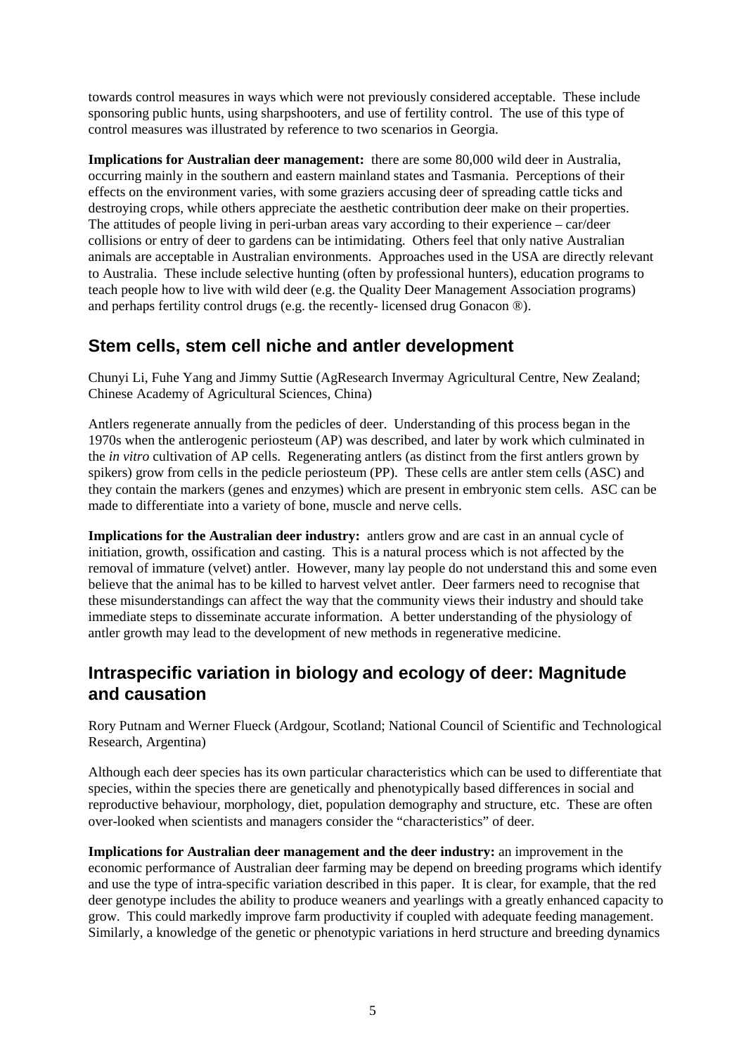towards control measures in ways which were not previously considered acceptable. These include sponsoring public hunts, using sharpshooters, and use of fertility control. The use of this type of control measures was illustrated by reference to two scenarios in Georgia.

**Implications for Australian deer management:** there are some 80,000 wild deer in Australia, occurring mainly in the southern and eastern mainland states and Tasmania. Perceptions of their effects on the environment varies, with some graziers accusing deer of spreading cattle ticks and destroying crops, while others appreciate the aesthetic contribution deer make on their properties. The attitudes of people living in peri-urban areas vary according to their experience – car/deer collisions or entry of deer to gardens can be intimidating. Others feel that only native Australian animals are acceptable in Australian environments. Approaches used in the USA are directly relevant to Australia. These include selective hunting (often by professional hunters), education programs to teach people how to live with wild deer (e.g. the Quality Deer Management Association programs) and perhaps fertility control drugs (e.g. the recently- licensed drug Gonacon ®).

## Stem cells, stem cell niche and antler development

Chunyi Li, Fuhe Yang and Jimmy Suttie (AgResearch Invermay Agricultural Centre, New Zealand; Chinese Academy of Agricultural Sciences, China)

Antlers regenerate annually from the pedicles of deer. Understanding of this process began in the 1970s when the antlerogenic periosteum (AP) was described, and later by work which culminated in the *in vitro* cultivation of AP cells. Regenerating antlers (as distinct from the first antlers grown by spikers) grow from cells in the pedicle periosteum (PP). These cells are antler stem cells (ASC) and they contain the markers (genes and enzymes) which are present in embryonic stem cells. ASC can be made to differentiate into a variety of bone, muscle and nerve cells.

**Implications for the Australian deer industry:** antlers grow and are cast in an annual cycle of initiation, growth, ossification and casting. This is a natural process which is not affected by the removal of immature (velvet) antler. However, many lay people do not understand this and some even believe that the animal has to be killed to harvest velvet antler. Deer farmers need to recognise that these misunderstandings can affect the way that the community views their industry and should take immediate steps to disseminate accurate information. A better understanding of the physiology of antler growth may lead to the development of new methods in regenerative medicine.

## Intraspecific variation in biology and ecology of deer: Magnitude and causation

Rory Putnam and Werner Flueck (Ardgour, Scotland; National Council of Scientific and Technological Research, Argentina)

Although each deer species has its own particular characteristics which can be used to differentiate that species, within the species there are genetically and phenotypically based differences in social and reproductive behaviour, morphology, diet, population demography and structure, etc. These are often over-looked when scientists and managers consider the "characteristics" of deer.

**Implications for Australian deer management and the deer industry:** an improvement in the economic performance of Australian deer farming may be depend on breeding programs which identify and use the type of intra-specific variation described in this paper. It is clear, for example, that the red deer genotype includes the ability to produce weaners and yearlings with a greatly enhanced capacity to grow. This could markedly improve farm productivity if coupled with adequate feeding management. Similarly, a knowledge of the genetic or phenotypic variations in herd structure and breeding dynamics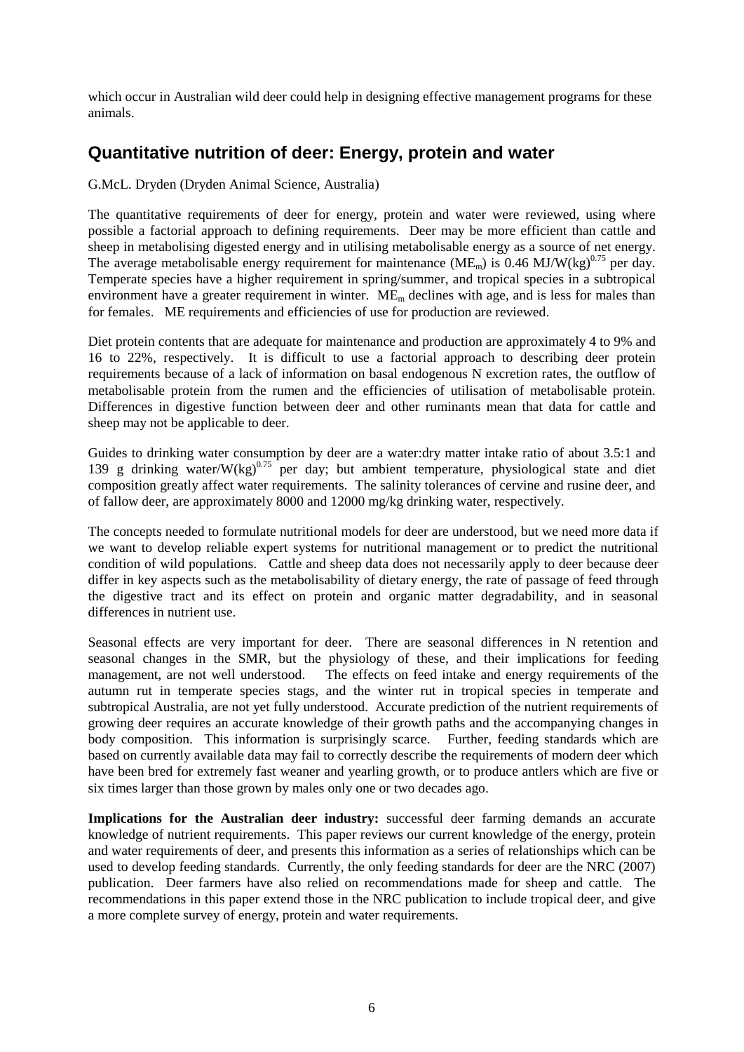which occur in Australian wild deer could help in designing effective management programs for these animals.

## Quantitative nutrition of deer: Energy, protein and water

G.McL. Dryden (Dryden Animal Science, Australia)

The quantitative requirements of deer for energy, protein and water were reviewed, using where possible a factorial approach to defining requirements. Deer may be more efficient than cattle and sheep in metabolising digested energy and in utilising metabolisable energy as a source of net energy. The average metabolisable energy requirement for maintenance ($ME_m$) is 0.46 MJ/W(kg)$^{0.75}$ per day. Temperate species have a higher requirement in spring/summer, and tropical species in a subtropical environment have a greater requirement in winter. $ME_m$ declines with age, and is less for males than for females. ME requirements and efficiencies of use for production are reviewed.

Diet protein contents that are adequate for maintenance and production are approximately 4 to 9% and 16 to 22%, respectively. It is difficult to use a factorial approach to describing deer protein requirements because of a lack of information on basal endogenous N excretion rates, the outflow of metabolisable protein from the rumen and the efficiencies of utilisation of metabolisable protein. Differences in digestive function between deer and other ruminants mean that data for cattle and sheep may not be applicable to deer.

Guides to drinking water consumption by deer are a water:dry matter intake ratio of about 3.5:1 and 139 g drinking water/W(kg)$^{0.75}$ per day; but ambient temperature, physiological state and diet composition greatly affect water requirements. The salinity tolerances of cervine and rusine deer, and of fallow deer, are approximately 8000 and 12000 mg/kg drinking water, respectively.

The concepts needed to formulate nutritional models for deer are understood, but we need more data if we want to develop reliable expert systems for nutritional management or to predict the nutritional condition of wild populations. Cattle and sheep data does not necessarily apply to deer because deer differ in key aspects such as the metabolisability of dietary energy, the rate of passage of feed through the digestive tract and its effect on protein and organic matter degradability, and in seasonal differences in nutrient use.

Seasonal effects are very important for deer. There are seasonal differences in N retention and seasonal changes in the SMR, but the physiology of these, and their implications for feeding management, are not well understood. The effects on feed intake and energy requirements of the autumn rut in temperate species stags, and the winter rut in tropical species in temperate and subtropical Australia, are not yet fully understood. Accurate prediction of the nutrient requirements of growing deer requires an accurate knowledge of their growth paths and the accompanying changes in body composition. This information is surprisingly scarce. Further, feeding standards which are based on currently available data may fail to correctly describe the requirements of modern deer which have been bred for extremely fast weaner and yearling growth, or to produce antlers which are five or six times larger than those grown by males only one or two decades ago.

**Implications for the Australian deer industry:** successful deer farming demands an accurate knowledge of nutrient requirements. This paper reviews our current knowledge of the energy, protein and water requirements of deer, and presents this information as a series of relationships which can be used to develop feeding standards. Currently, the only feeding standards for deer are the NRC (2007) publication. Deer farmers have also relied on recommendations made for sheep and cattle. The recommendations in this paper extend those in the NRC publication to include tropical deer, and give a more complete survey of energy, protein and water requirements.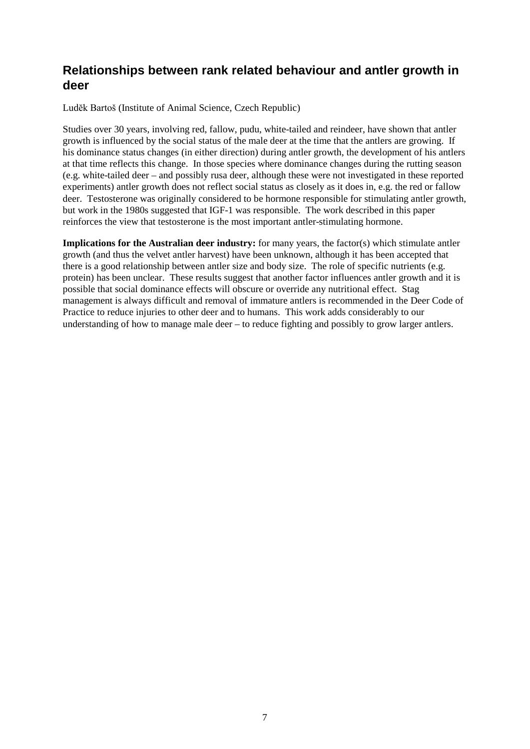## Relationships between rank related behaviour and antler growth in deer

Luděk Bartoš (Institute of Animal Science, Czech Republic)

Studies over 30 years, involving red, fallow, pudu, white-tailed and reindeer, have shown that antler growth is influenced by the social status of the male deer at the time that the antlers are growing. If his dominance status changes (in either direction) during antler growth, the development of his antlers at that time reflects this change. In those species where dominance changes during the rutting season (e.g. white-tailed deer – and possibly rusa deer, although these were not investigated in these reported experiments) antler growth does not reflect social status as closely as it does in, e.g. the red or fallow deer. Testosterone was originally considered to be hormone responsible for stimulating antler growth, but work in the 1980s suggested that IGF-1 was responsible. The work described in this paper reinforces the view that testosterone is the most important antler-stimulating hormone.

**Implications for the Australian deer industry:** for many years, the factor(s) which stimulate antler growth (and thus the velvet antler harvest) have been unknown, although it has been accepted that there is a good relationship between antler size and body size. The role of specific nutrients (e.g. protein) has been unclear. These results suggest that another factor influences antler growth and it is possible that social dominance effects will obscure or override any nutritional effect. Stag management is always difficult and removal of immature antlers is recommended in the Deer Code of Practice to reduce injuries to other deer and to humans. This work adds considerably to our understanding of how to manage male deer – to reduce fighting and possibly to grow larger antlers.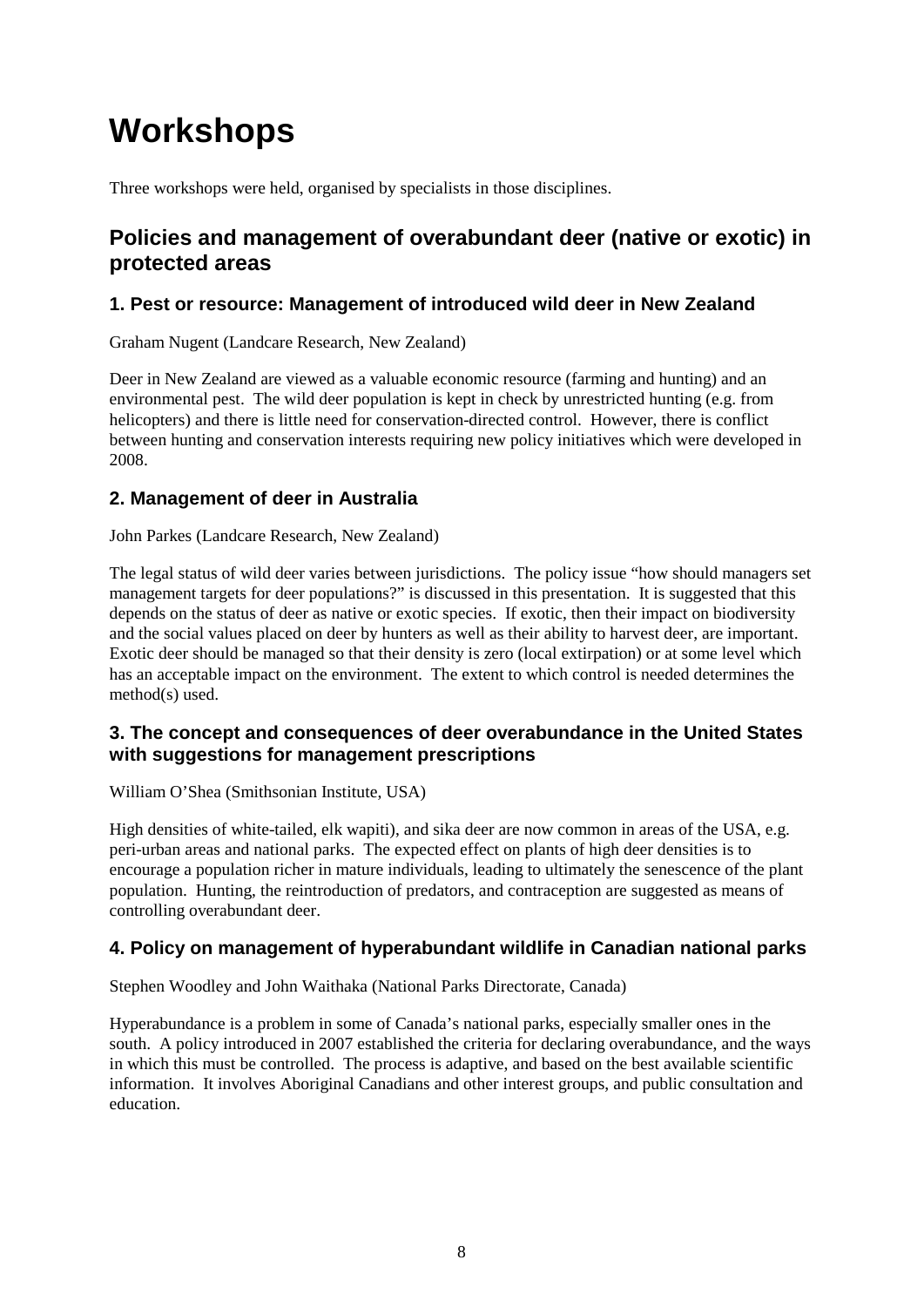# Workshops

Three workshops were held, organised by specialists in those disciplines.

## Policies and management of overabundant deer (native or exotic) in protected areas

### 1. Pest or resource: Management of introduced wild deer in New Zealand

Graham Nugent (Landcare Research, New Zealand)

Deer in New Zealand are viewed as a valuable economic resource (farming and hunting) and an environmental pest. The wild deer population is kept in check by unrestricted hunting (e.g. from helicopters) and there is little need for conservation-directed control. However, there is conflict between hunting and conservation interests requiring new policy initiatives which were developed in 2008.

### 2. Management of deer in Australia

John Parkes (Landcare Research, New Zealand)

The legal status of wild deer varies between jurisdictions. The policy issue "how should managers set management targets for deer populations?" is discussed in this presentation. It is suggested that this depends on the status of deer as native or exotic species. If exotic, then their impact on biodiversity and the social values placed on deer by hunters as well as their ability to harvest deer, are important. Exotic deer should be managed so that their density is zero (local extirpation) or at some level which has an acceptable impact on the environment. The extent to which control is needed determines the method(s) used.

### 3. The concept and consequences of deer overabundance in the United States with suggestions for management prescriptions

William O'Shea (Smithsonian Institute, USA)

High densities of white-tailed, elk wapiti), and sika deer are now common in areas of the USA, e.g. peri-urban areas and national parks. The expected effect on plants of high deer densities is to encourage a population richer in mature individuals, leading to ultimately the senescence of the plant population. Hunting, the reintroduction of predators, and contraception are suggested as means of controlling overabundant deer.

### 4. Policy on management of hyperabundant wildlife in Canadian national parks

Stephen Woodley and John Waithaka (National Parks Directorate, Canada)

Hyperabundance is a problem in some of Canada's national parks, especially smaller ones in the south. A policy introduced in 2007 established the criteria for declaring overabundance, and the ways in which this must be controlled. The process is adaptive, and based on the best available scientific information. It involves Aboriginal Canadians and other interest groups, and public consultation and education.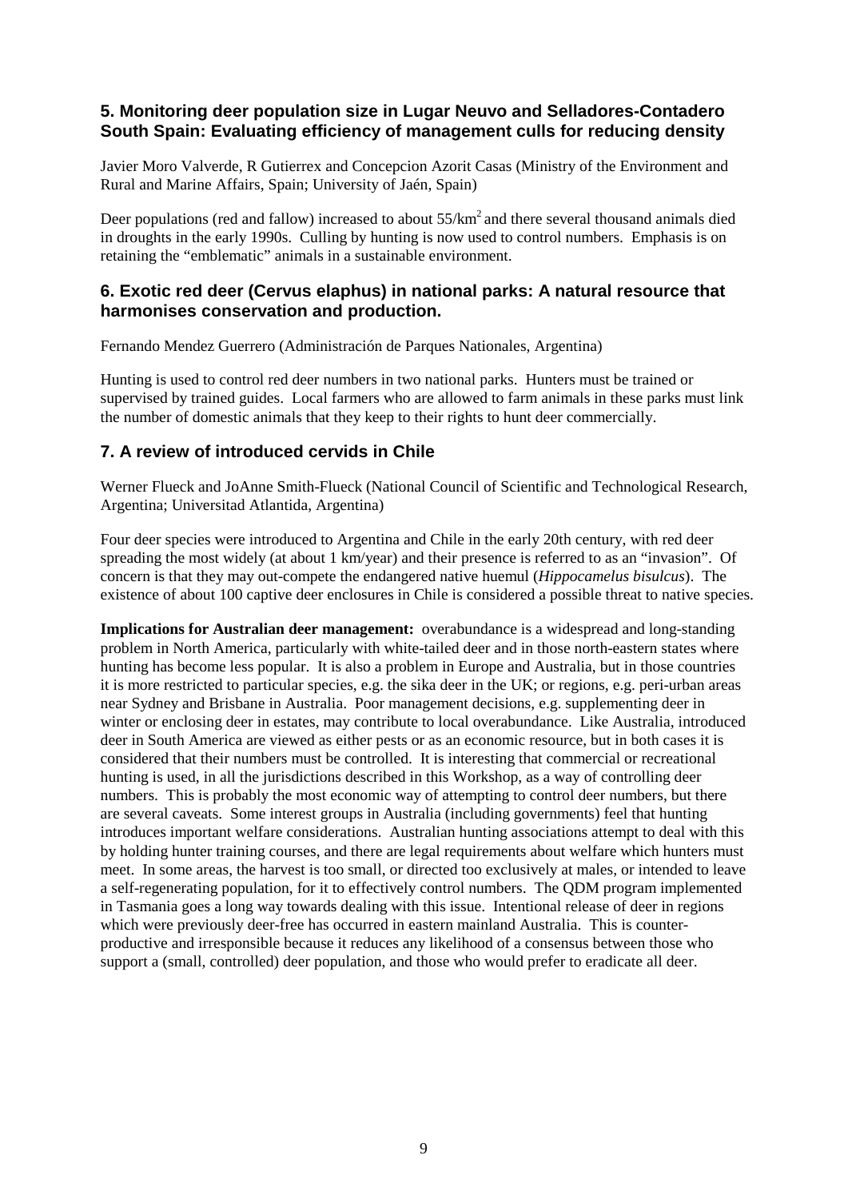### 5. Monitoring deer population size in Lugar Neuvo and Selladores-Contadero South Spain: Evaluating efficiency of management culls for reducing density

Javier Moro Valverde, R Gutierrex and Concepcion Azorit Casas (Ministry of the Environment and Rural and Marine Affairs, Spain; University of Jaén, Spain)

Deer populations (red and fallow) increased to about 55/km$^2$ and there several thousand animals died in droughts in the early 1990s. Culling by hunting is now used to control numbers. Emphasis is on retaining the "emblematic" animals in a sustainable environment.

### 6. Exotic red deer (Cervus elaphus) in national parks: A natural resource that harmonises conservation and production.

Fernando Mendez Guerrero (Administración de Parques Nationales, Argentina)

Hunting is used to control red deer numbers in two national parks. Hunters must be trained or supervised by trained guides. Local farmers who are allowed to farm animals in these parks must link the number of domestic animals that they keep to their rights to hunt deer commercially.

### 7. A review of introduced cervids in Chile

Werner Flueck and JoAnne Smith-Flueck (National Council of Scientific and Technological Research, Argentina; Universitad Atlantida, Argentina)

Four deer species were introduced to Argentina and Chile in the early 20th century, with red deer spreading the most widely (at about 1 km/year) and their presence is referred to as an "invasion". Of concern is that they may out-compete the endangered native huemul (*Hippocamelus bisulcus*). The existence of about 100 captive deer enclosures in Chile is considered a possible threat to native species.

**Implications for Australian deer management:** overabundance is a widespread and long-standing problem in North America, particularly with white-tailed deer and in those north-eastern states where hunting has become less popular. It is also a problem in Europe and Australia, but in those countries it is more restricted to particular species, e.g. the sika deer in the UK; or regions, e.g. peri-urban areas near Sydney and Brisbane in Australia. Poor management decisions, e.g. supplementing deer in winter or enclosing deer in estates, may contribute to local overabundance. Like Australia, introduced deer in South America are viewed as either pests or as an economic resource, but in both cases it is considered that their numbers must be controlled. It is interesting that commercial or recreational hunting is used, in all the jurisdictions described in this Workshop, as a way of controlling deer numbers. This is probably the most economic way of attempting to control deer numbers, but there are several caveats. Some interest groups in Australia (including governments) feel that hunting introduces important welfare considerations. Australian hunting associations attempt to deal with this by holding hunter training courses, and there are legal requirements about welfare which hunters must meet. In some areas, the harvest is too small, or directed too exclusively at males, or intended to leave a self-regenerating population, for it to effectively control numbers. The QDM program implemented in Tasmania goes a long way towards dealing with this issue. Intentional release of deer in regions which were previously deer-free has occurred in eastern mainland Australia. This is counter-productive and irresponsible because it reduces any likelihood of a consensus between those who support a (small, controlled) deer population, and those who would prefer to eradicate all deer.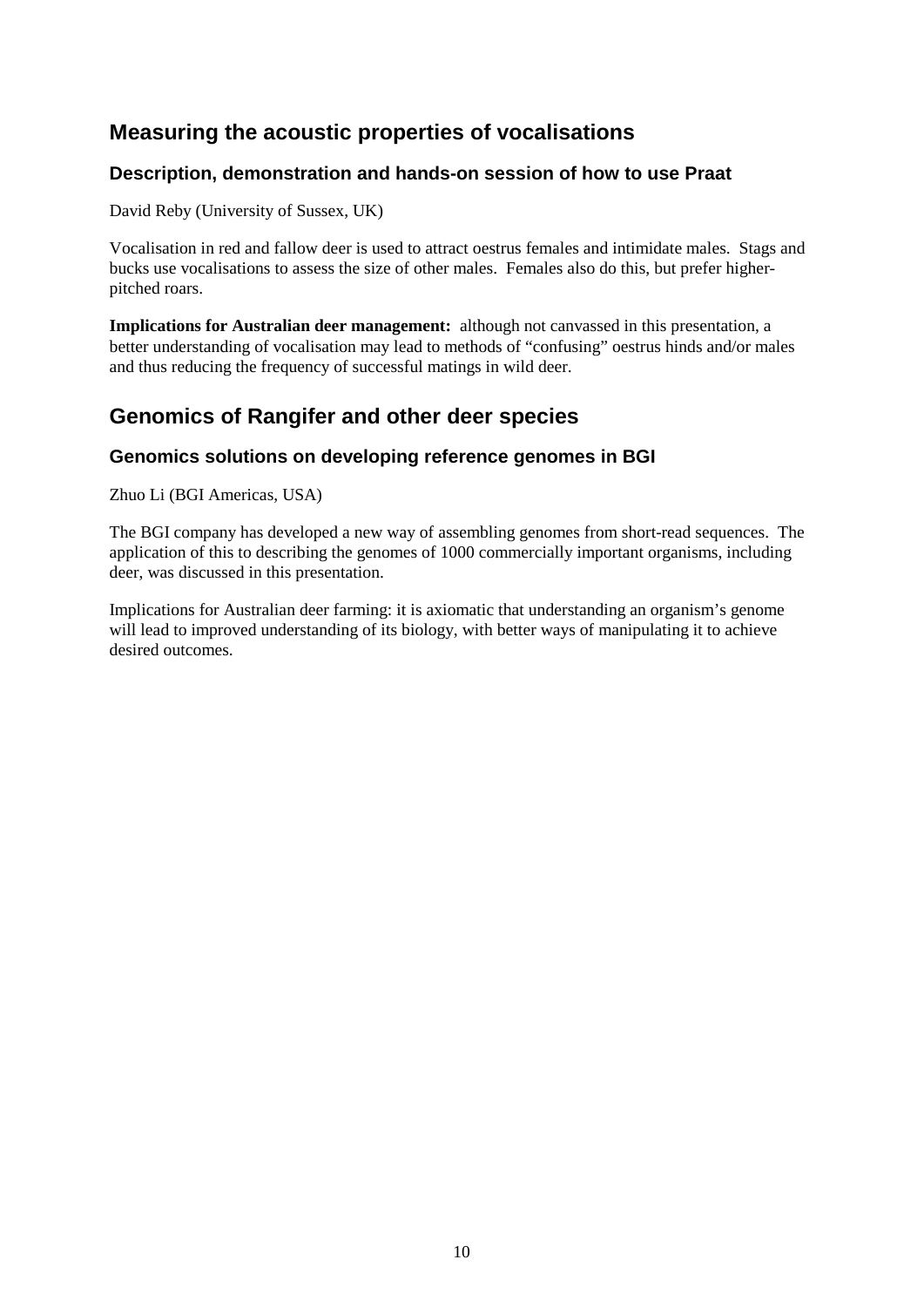## Measuring the acoustic properties of vocalisations

### Description, demonstration and hands-on session of how to use Praat

David Reby (University of Sussex, UK)

Vocalisation in red and fallow deer is used to attract oestrus females and intimidate males. Stags and bucks use vocalisations to assess the size of other males. Females also do this, but prefer higher-pitched roars.

**Implications for Australian deer management:** although not canvassed in this presentation, a better understanding of vocalisation may lead to methods of "confusing" oestrus hinds and/or males and thus reducing the frequency of successful matings in wild deer.

## Genomics of Rangifer and other deer species

### Genomics solutions on developing reference genomes in BGI

Zhuo Li (BGI Americas, USA)

The BGI company has developed a new way of assembling genomes from short-read sequences. The application of this to describing the genomes of 1000 commercially important organisms, including deer, was discussed in this presentation.

Implications for Australian deer farming: it is axiomatic that understanding an organism's genome will lead to improved understanding of its biology, with better ways of manipulating it to achieve desired outcomes.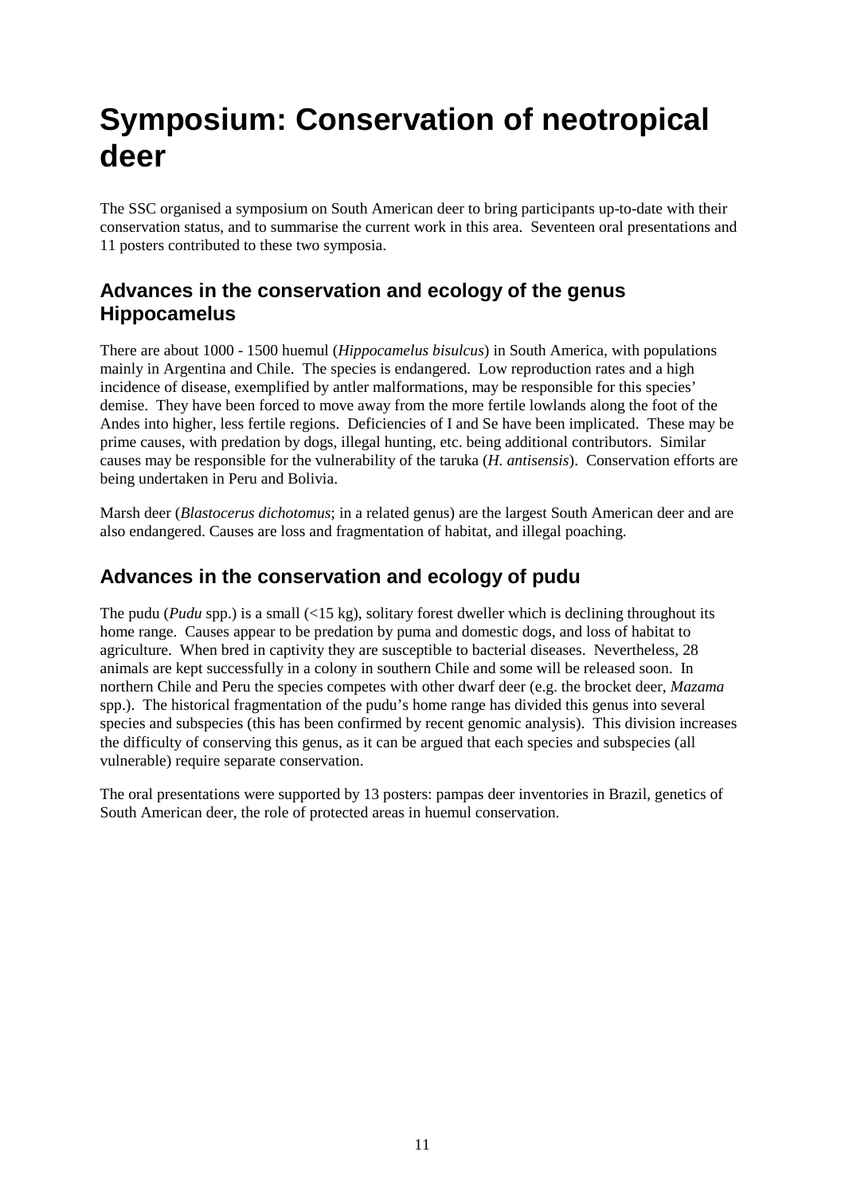# Symposium: Conservation of neotropical deer

The SSC organised a symposium on South American deer to bring participants up-to-date with their conservation status, and to summarise the current work in this area. Seventeen oral presentations and 11 posters contributed to these two symposia.

## Advances in the conservation and ecology of the genus Hippocamelus

There are about 1000 - 1500 huemul (*Hippocamelus bisulcus*) in South America, with populations mainly in Argentina and Chile. The species is endangered. Low reproduction rates and a high incidence of disease, exemplified by antler malformations, may be responsible for this species' demise. They have been forced to move away from the more fertile lowlands along the foot of the Andes into higher, less fertile regions. Deficiencies of I and Se have been implicated. These may be prime causes, with predation by dogs, illegal hunting, etc. being additional contributors. Similar causes may be responsible for the vulnerability of the taruka (*H. antisensis*). Conservation efforts are being undertaken in Peru and Bolivia.

Marsh deer (*Blastocerus dichotomus*; in a related genus) are the largest South American deer and are also endangered. Causes are loss and fragmentation of habitat, and illegal poaching.

## Advances in the conservation and ecology of pudu

The pudu (*Pudu* spp.) is a small (<15 kg), solitary forest dweller which is declining throughout its home range. Causes appear to be predation by puma and domestic dogs, and loss of habitat to agriculture. When bred in captivity they are susceptible to bacterial diseases. Nevertheless, 28 animals are kept successfully in a colony in southern Chile and some will be released soon. In northern Chile and Peru the species competes with other dwarf deer (e.g. the brocket deer, *Mazama* spp.). The historical fragmentation of the pudu's home range has divided this genus into several species and subspecies (this has been confirmed by recent genomic analysis). This division increases the difficulty of conserving this genus, as it can be argued that each species and subspecies (all vulnerable) require separate conservation.

The oral presentations were supported by 13 posters: pampas deer inventories in Brazil, genetics of South American deer, the role of protected areas in huemul conservation.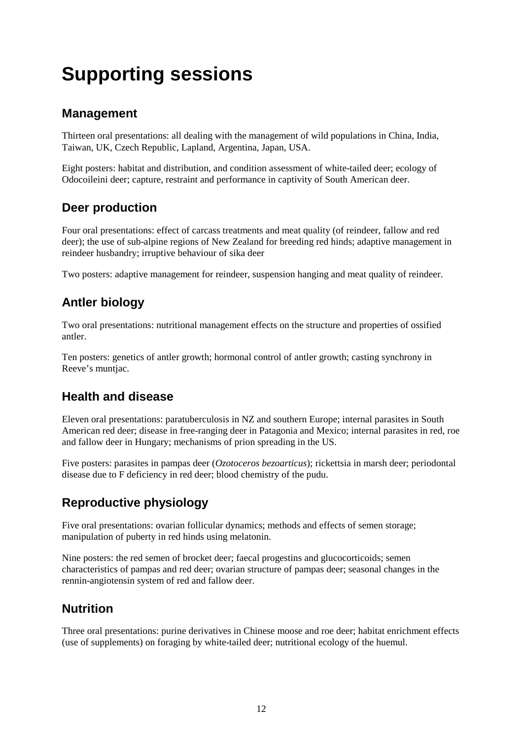# Supporting sessions

## Management

Thirteen oral presentations: all dealing with the management of wild populations in China, India, Taiwan, UK, Czech Republic, Lapland, Argentina, Japan, USA.

Eight posters: habitat and distribution, and condition assessment of white-tailed deer; ecology of Odocoileini deer; capture, restraint and performance in captivity of South American deer.

## Deer production

Four oral presentations: effect of carcass treatments and meat quality (of reindeer, fallow and red deer); the use of sub-alpine regions of New Zealand for breeding red hinds; adaptive management in reindeer husbandry; irruptive behaviour of sika deer

Two posters: adaptive management for reindeer, suspension hanging and meat quality of reindeer.

## Antler biology

Two oral presentations: nutritional management effects on the structure and properties of ossified antler.

Ten posters: genetics of antler growth; hormonal control of antler growth; casting synchrony in Reeve's muntjac.

## Health and disease

Eleven oral presentations: paratuberculosis in NZ and southern Europe; internal parasites in South American red deer; disease in free-ranging deer in Patagonia and Mexico; internal parasites in red, roe and fallow deer in Hungary; mechanisms of prion spreading in the US.

Five posters: parasites in pampas deer (*Ozotoceros bezoarticus*); rickettsia in marsh deer; periodontal disease due to F deficiency in red deer; blood chemistry of the pudu.

## Reproductive physiology

Five oral presentations: ovarian follicular dynamics; methods and effects of semen storage; manipulation of puberty in red hinds using melatonin.

Nine posters: the red semen of brocket deer; faecal progestins and glucocorticoids; semen characteristics of pampas and red deer; ovarian structure of pampas deer; seasonal changes in the rennin-angiotensin system of red and fallow deer.

## Nutrition

Three oral presentations: purine derivatives in Chinese moose and roe deer; habitat enrichment effects (use of supplements) on foraging by white-tailed deer; nutritional ecology of the huemul.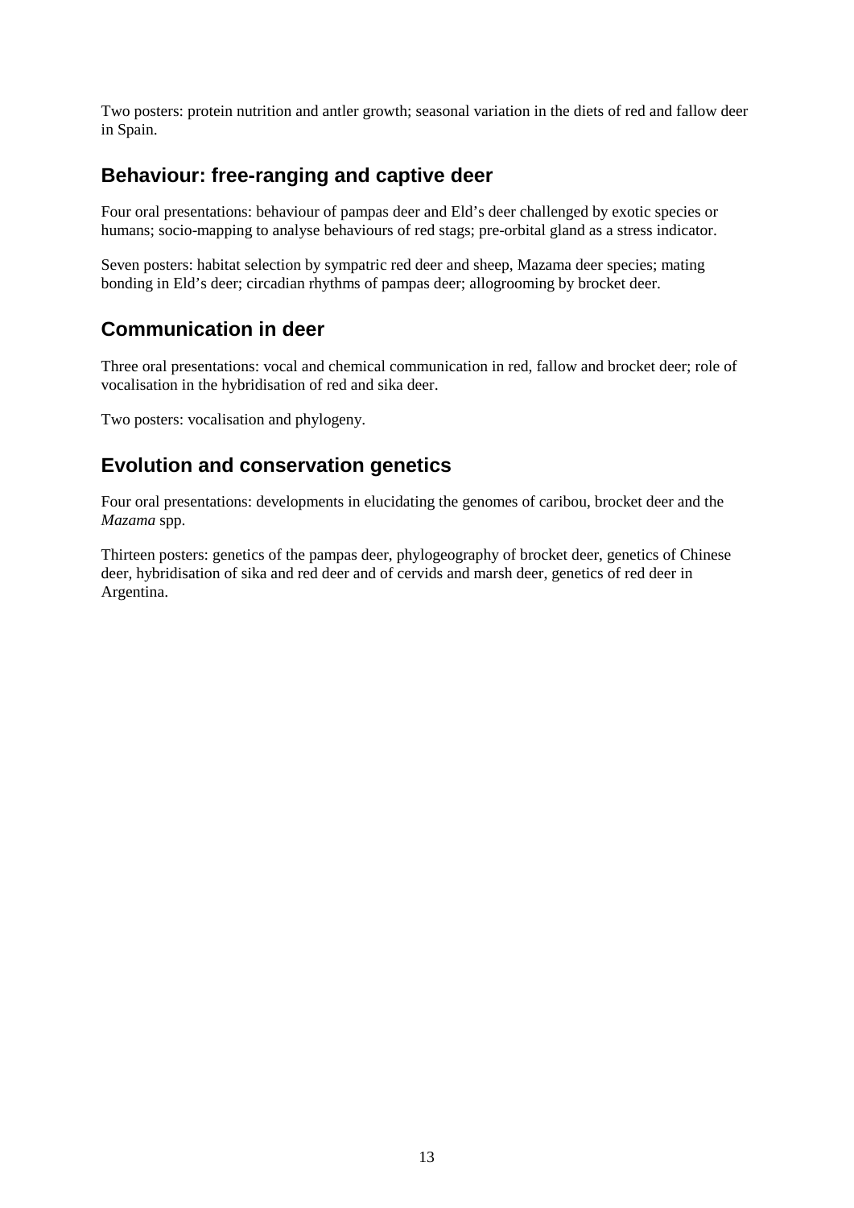Two posters: protein nutrition and antler growth; seasonal variation in the diets of red and fallow deer in Spain.

## Behaviour: free-ranging and captive deer

Four oral presentations: behaviour of pampas deer and Eld's deer challenged by exotic species or humans; socio-mapping to analyse behaviours of red stags; pre-orbital gland as a stress indicator.

Seven posters: habitat selection by sympatric red deer and sheep, Mazama deer species; mating bonding in Eld's deer; circadian rhythms of pampas deer; allogrooming by brocket deer.

## Communication in deer

Three oral presentations: vocal and chemical communication in red, fallow and brocket deer; role of vocalisation in the hybridisation of red and sika deer.

Two posters: vocalisation and phylogeny.

## Evolution and conservation genetics

Four oral presentations: developments in elucidating the genomes of caribou, brocket deer and the *Mazama* spp.

Thirteen posters: genetics of the pampas deer, phylogeography of brocket deer, genetics of Chinese deer, hybridisation of sika and red deer and of cervids and marsh deer, genetics of red deer in Argentina.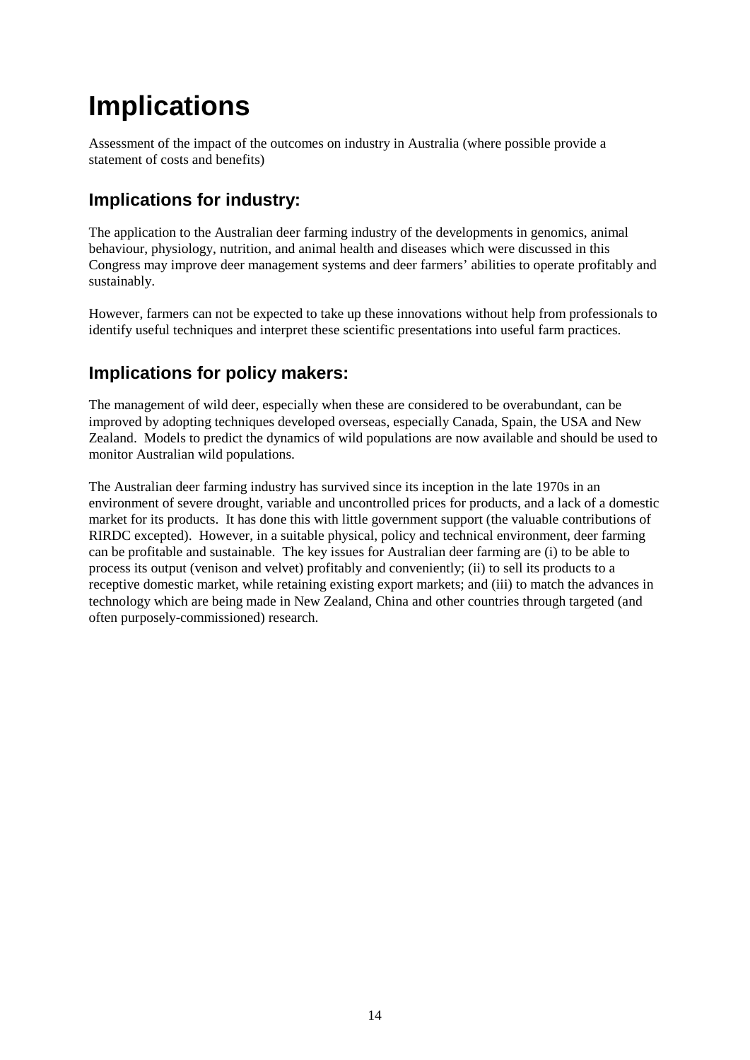# Implications

Assessment of the impact of the outcomes on industry in Australia (where possible provide a statement of costs and benefits)

## Implications for industry:

The application to the Australian deer farming industry of the developments in genomics, animal behaviour, physiology, nutrition, and animal health and diseases which were discussed in this Congress may improve deer management systems and deer farmers' abilities to operate profitably and sustainably.

However, farmers can not be expected to take up these innovations without help from professionals to identify useful techniques and interpret these scientific presentations into useful farm practices.

## Implications for policy makers:

The management of wild deer, especially when these are considered to be overabundant, can be improved by adopting techniques developed overseas, especially Canada, Spain, the USA and New Zealand. Models to predict the dynamics of wild populations are now available and should be used to monitor Australian wild populations.

The Australian deer farming industry has survived since its inception in the late 1970s in an environment of severe drought, variable and uncontrolled prices for products, and a lack of a domestic market for its products. It has done this with little government support (the valuable contributions of RIRDC excepted). However, in a suitable physical, policy and technical environment, deer farming can be profitable and sustainable. The key issues for Australian deer farming are (i) to be able to process its output (venison and velvet) profitably and conveniently; (ii) to sell its products to a receptive domestic market, while retaining existing export markets; and (iii) to match the advances in technology which are being made in New Zealand, China and other countries through targeted (and often purposely-commissioned) research.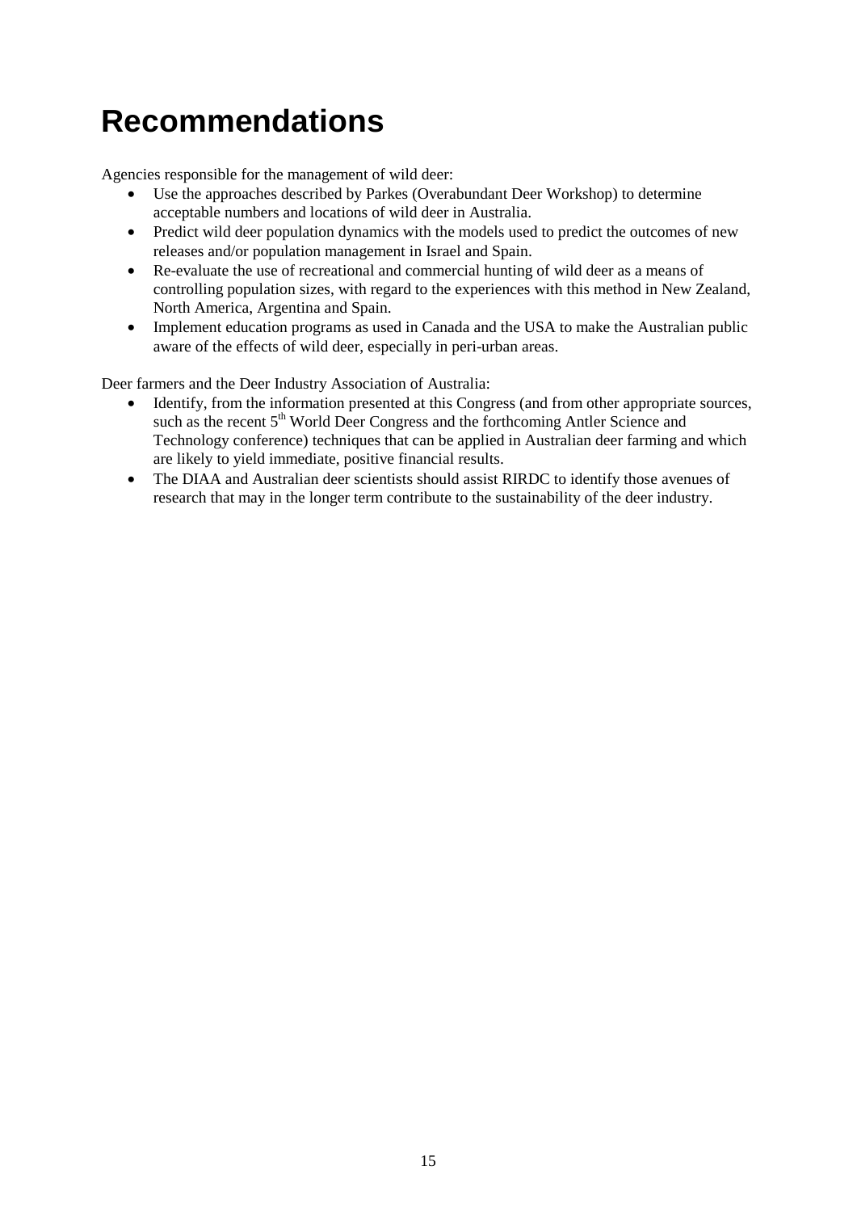# Recommendations

Agencies responsible for the management of wild deer:

- Use the approaches described by Parkes (Overabundant Deer Workshop) to determine acceptable numbers and locations of wild deer in Australia.
- Predict wild deer population dynamics with the models used to predict the outcomes of new releases and/or population management in Israel and Spain.
- Re-evaluate the use of recreational and commercial hunting of wild deer as a means of controlling population sizes, with regard to the experiences with this method in New Zealand, North America, Argentina and Spain.
- Implement education programs as used in Canada and the USA to make the Australian public aware of the effects of wild deer, especially in peri-urban areas.

Deer farmers and the Deer Industry Association of Australia:

- Identify, from the information presented at this Congress (and from other appropriate sources, such as the recent 5th World Deer Congress and the forthcoming Antler Science and Technology conference) techniques that can be applied in Australian deer farming and which are likely to yield immediate, positive financial results.
- The DIAA and Australian deer scientists should assist RIRDC to identify those avenues of research that may in the longer term contribute to the sustainability of the deer industry.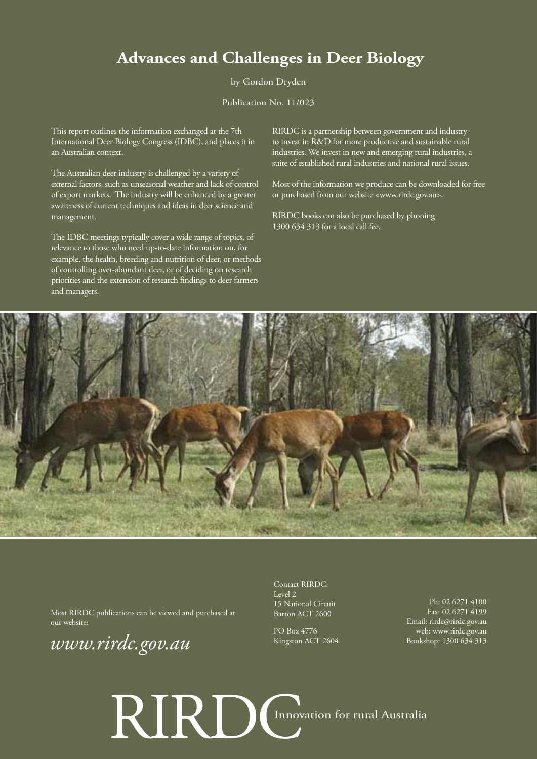# Advances and Challenges in Deer Biology

by Gordon Dryden

Publication No. 11/023

This report outlines the information exchanged at the 7th International Deer Biology Congress (IDBC), and places it in an Australian context.

The Australian deer industry is challenged by a variety of external factors, such as unseasonal weather and lack of control of export markets. The industry will be enhanced by a greater awareness of current techniques and ideas in deer science and management.

The IDBC meetings typically cover a wide range of topics, of relevance to those who need up-to-date information on, for example, the health, breeding and nutrition of deer, or methods of controlling over-abundant deer, or of deciding on research priorities and the extension of research findings to deer farmers and managers.

RIRDC is a partnership between government and industry to invest in R&D for more productive and sustainable rural industries. We invest in new and emerging rural industries, a suite of established rural industries and national rural issues.

Most of the information we produce can be downloaded for free or purchased from our website <www.rirdc.gov.au>.

RIRDC books can also be purchased by phoning 1300 634 313 for a local call fee.

Most RIRDC publications can be viewed and purchased at our website:

*www.rirdc.gov.au*

Contact RIRDC:
Level 2
15 National Circuit
Barton ACT 2600

PO Box 4776
Kingston ACT 2604

Ph: 02 6271 4100
Fax: 02 6271 4199
Email: rirdc@rirdc.gov.au
web: www.rirdc.gov.au
Bookshop: 1300 634 313

RIRDC Innovation for rural Australia